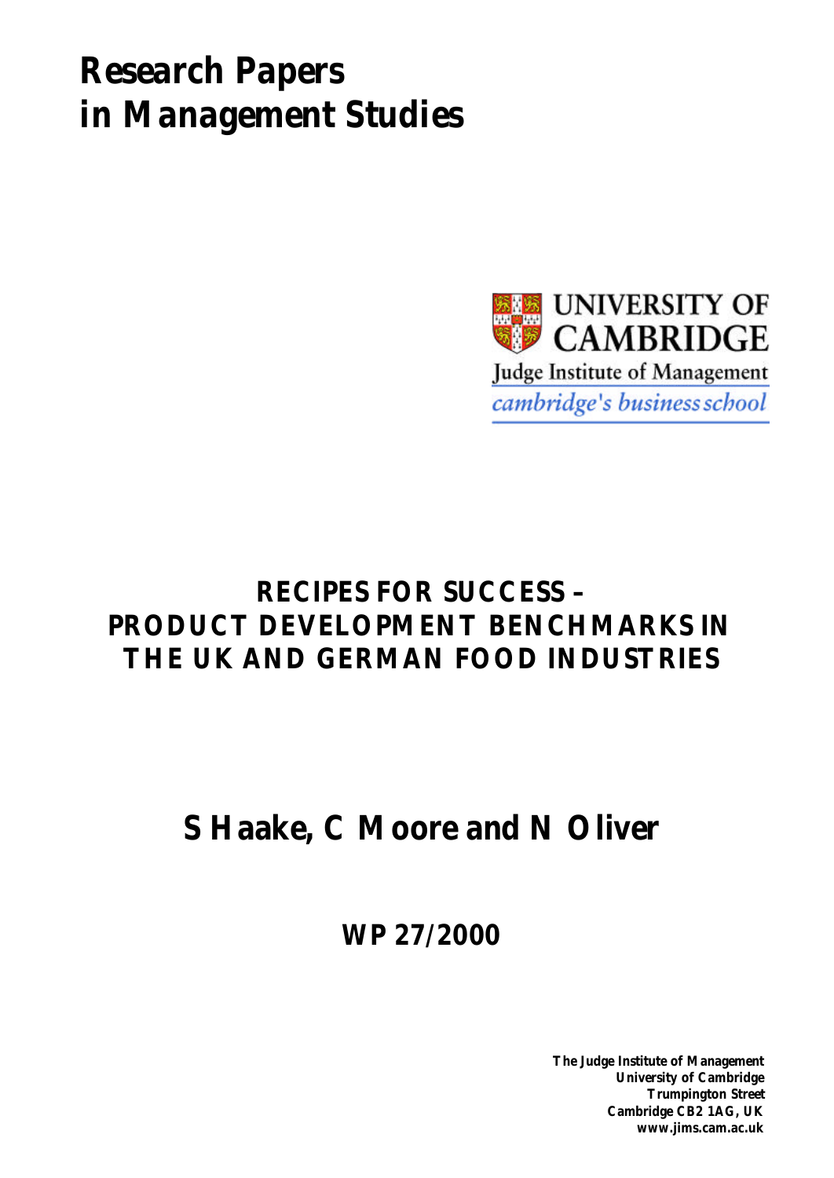# Research Papers in Management Studies

UNIVERSITY OF CAMBRIDGE

Judge Institute of Management

*cambridge's business school*

## RECIPES FOR SUCCESS – PRODUCT DEVELOPMENT BENCHMARKS IN THE UK AND GERMAN FOOD INDUSTRIES

## S Haake, C Moore and N Oliver

**WP 27/2000**

**The Judge Institute of Management**
**University of Cambridge**
**Trumpington Street**
**Cambridge CB2 1AG, UK**
**www.jims.cam.ac.uk**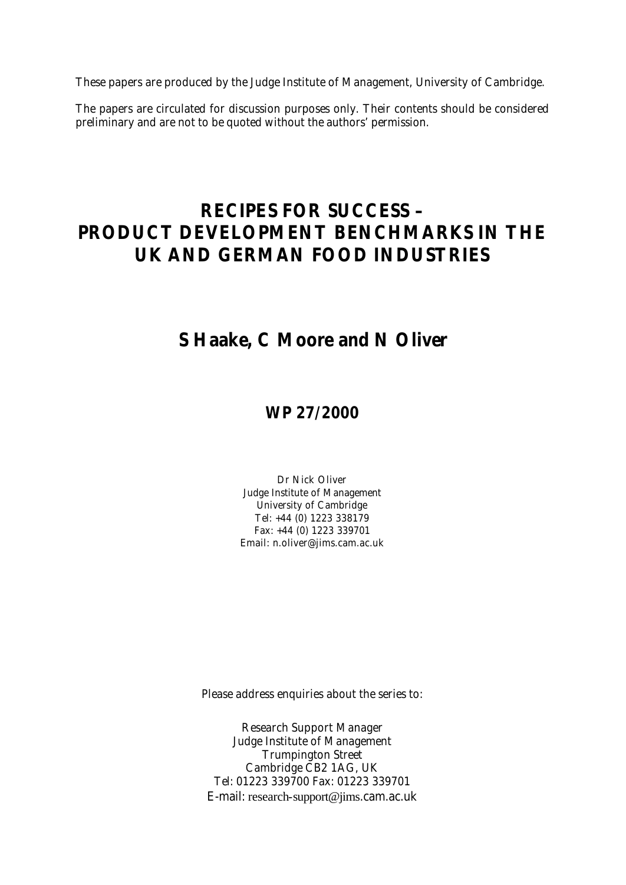These papers are produced by the Judge Institute of Management, University of Cambridge.

The papers are circulated for discussion purposes only. Their contents should be considered preliminary and are not to be quoted without the authors' permission.

# RECIPES FOR SUCCESS – PRODUCT DEVELOPMENT BENCHMARKS IN THE UK AND GERMAN FOOD INDUSTRIES

## S Haake, C Moore and N Oliver

### WP 27/2000

Dr Nick Oliver
Judge Institute of Management
University of Cambridge
Tel: +44 (0) 1223 338179
Fax: +44 (0) 1223 339701
Email: n.oliver@jims.cam.ac.uk

Please address enquiries about the series to:

Research Support Manager
Judge Institute of Management
Trumpington Street
Cambridge CB2 1AG, UK
Tel: 01223 339700 Fax: 01223 339701
E-mail: research-support@jims.cam.ac.uk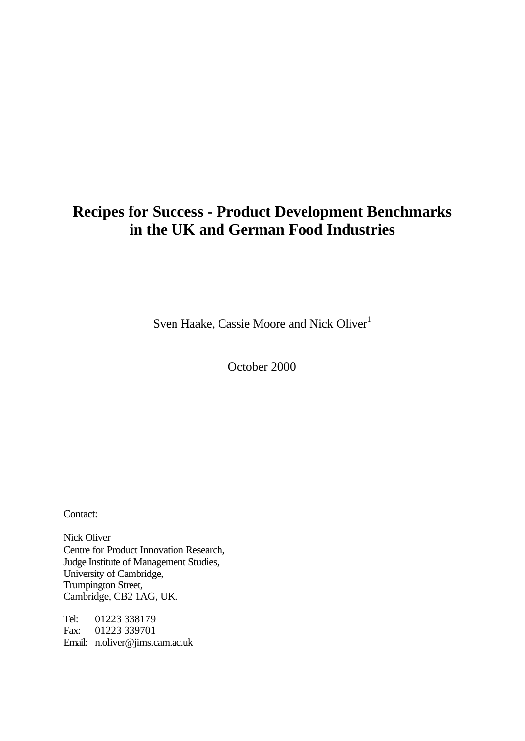# Recipes for Success - Product Development Benchmarks in the UK and German Food Industries

Sven Haake, Cassie Moore and Nick Oliver[1]

October 2000

Contact:

Nick Oliver
Centre for Product Innovation Research,
Judge Institute of Management Studies,
University of Cambridge,
Trumpington Street,
Cambridge, CB2 1AG, UK.

Tel: 01223 338179
Fax: 01223 339701
Email: n.oliver@jims.cam.ac.uk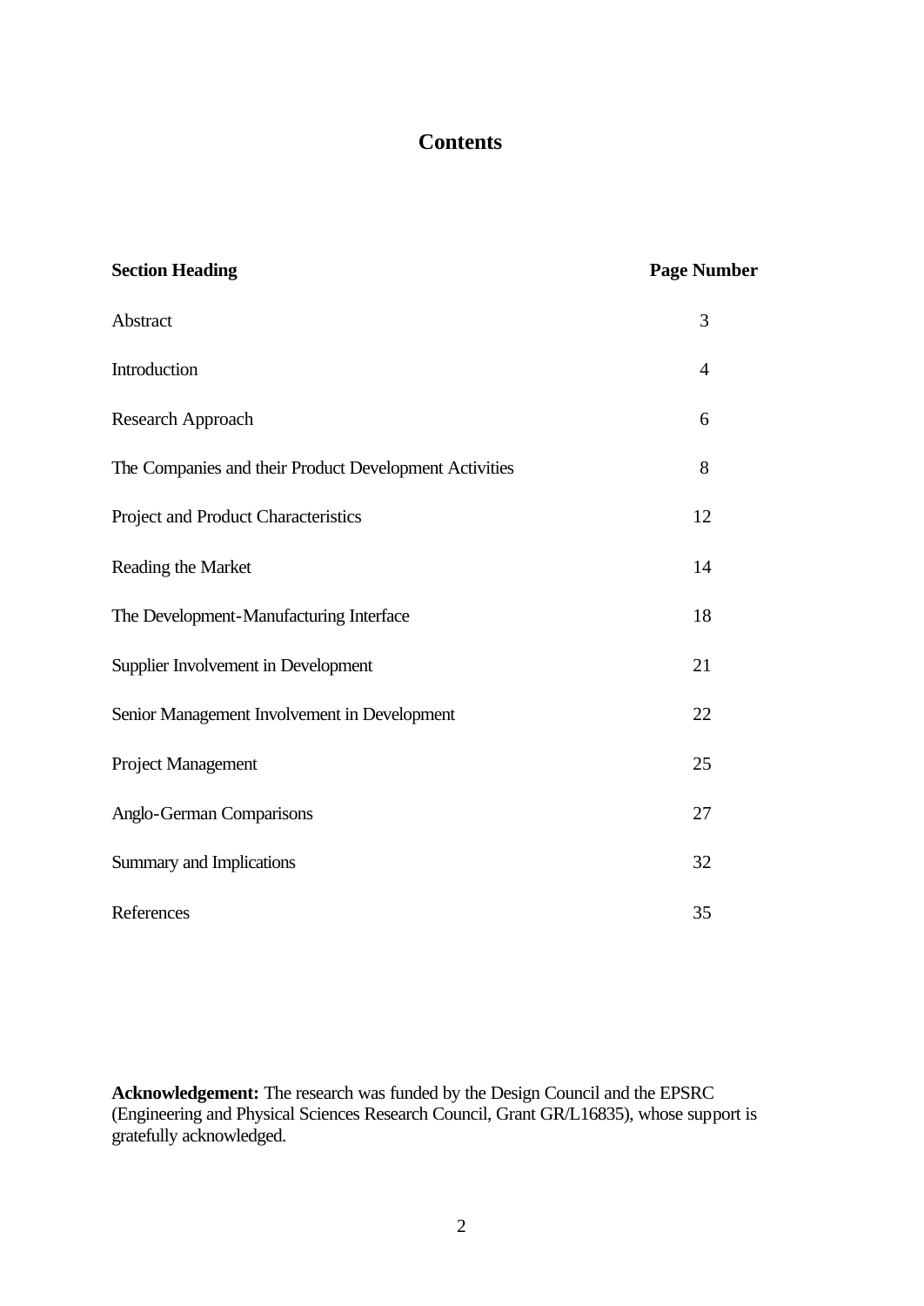# Contents

| **Section Heading** | **Page Number** |
|---|---|
| Abstract | 3 |
| Introduction | 4 |
| Research Approach | 6 |
| The Companies and their Product Development Activities | 8 |
| Project and Product Characteristics | 12 |
| Reading the Market | 14 |
| The Development-Manufacturing Interface | 18 |
| Supplier Involvement in Development | 21 |
| Senior Management Involvement in Development | 22 |
| Project Management | 25 |
| Anglo-German Comparisons | 27 |
| Summary and Implications | 32 |
| References | 35 |

**Acknowledgement:** The research was funded by the Design Council and the EPSRC (Engineering and Physical Sciences Research Council, Grant GR/L16835), whose support is gratefully acknowledged.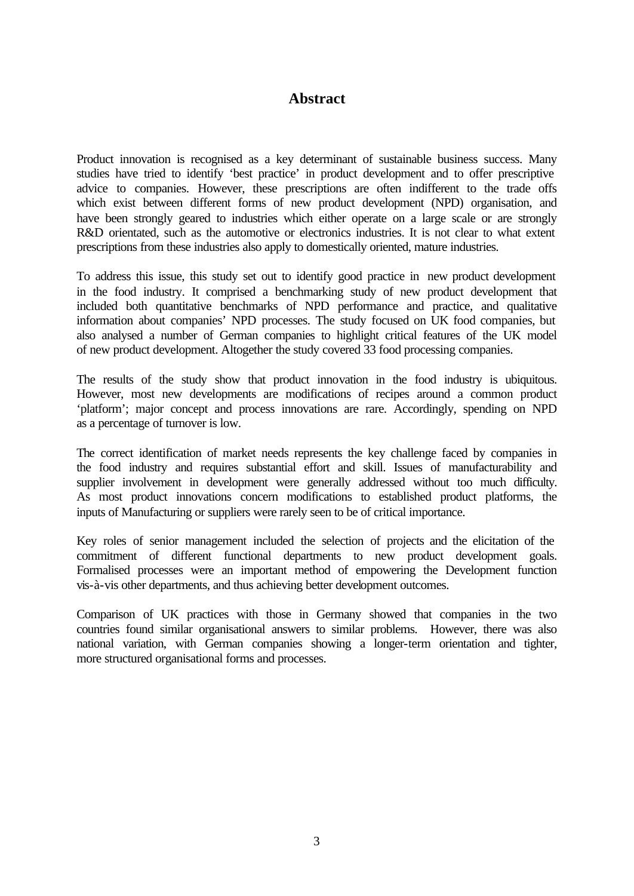# Abstract

Product innovation is recognised as a key determinant of sustainable business success. Many studies have tried to identify 'best practice' in product development and to offer prescriptive advice to companies. However, these prescriptions are often indifferent to the trade offs which exist between different forms of new product development (NPD) organisation, and have been strongly geared to industries which either operate on a large scale or are strongly R&D orientated, such as the automotive or electronics industries. It is not clear to what extent prescriptions from these industries also apply to domestically oriented, mature industries.

To address this issue, this study set out to identify good practice in new product development in the food industry. It comprised a benchmarking study of new product development that included both quantitative benchmarks of NPD performance and practice, and qualitative information about companies' NPD processes. The study focused on UK food companies, but also analysed a number of German companies to highlight critical features of the UK model of new product development. Altogether the study covered 33 food processing companies.

The results of the study show that product innovation in the food industry is ubiquitous. However, most new developments are modifications of recipes around a common product 'platform'; major concept and process innovations are rare. Accordingly, spending on NPD as a percentage of turnover is low.

The correct identification of market needs represents the key challenge faced by companies in the food industry and requires substantial effort and skill. Issues of manufacturability and supplier involvement in development were generally addressed without too much difficulty. As most product innovations concern modifications to established product platforms, the inputs of Manufacturing or suppliers were rarely seen to be of critical importance.

Key roles of senior management included the selection of projects and the elicitation of the commitment of different functional departments to new product development goals. Formalised processes were an important method of empowering the Development function vis-à-vis other departments, and thus achieving better development outcomes.

Comparison of UK practices with those in Germany showed that companies in the two countries found similar organisational answers to similar problems. However, there was also national variation, with German companies showing a longer-term orientation and tighter, more structured organisational forms and processes.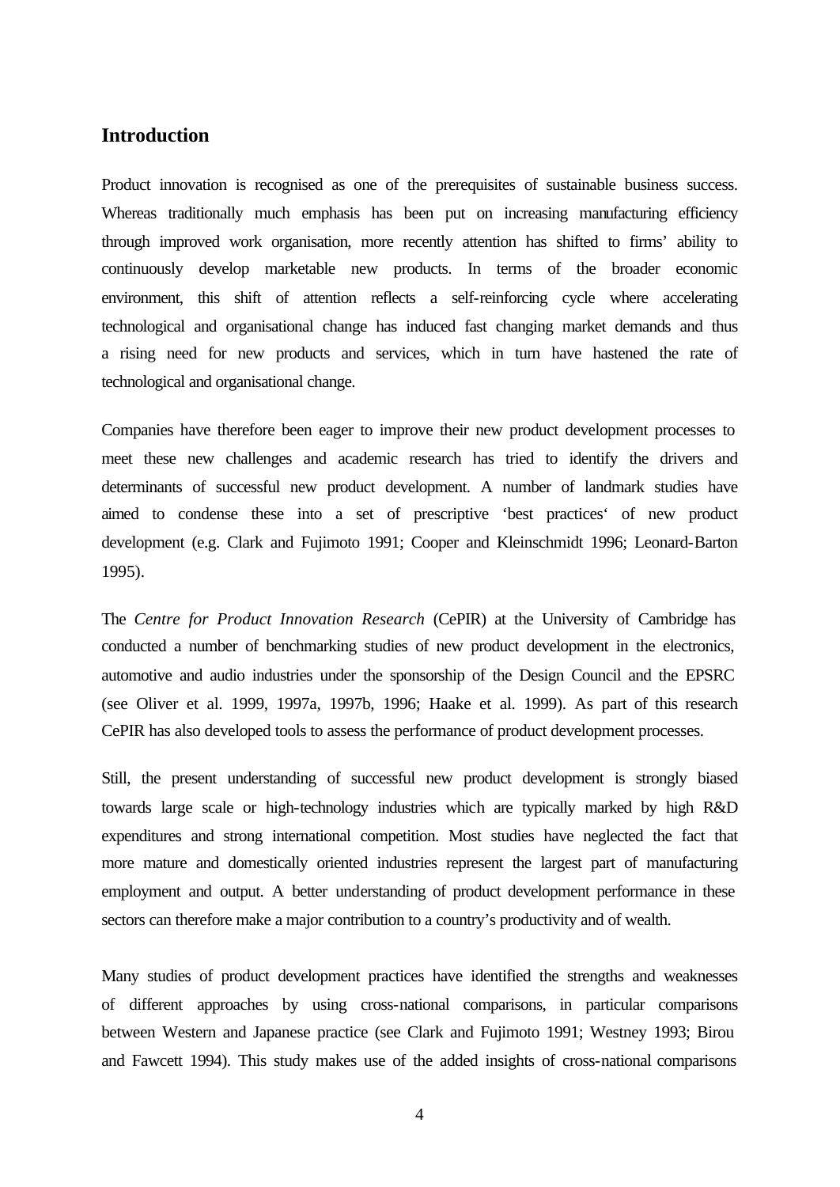## Introduction

Product innovation is recognised as one of the prerequisites of sustainable business success. Whereas traditionally much emphasis has been put on increasing manufacturing efficiency through improved work organisation, more recently attention has shifted to firms' ability to continuously develop marketable new products. In terms of the broader economic environment, this shift of attention reflects a self-reinforcing cycle where accelerating technological and organisational change has induced fast changing market demands and thus a rising need for new products and services, which in turn have hastened the rate of technological and organisational change.

Companies have therefore been eager to improve their new product development processes to meet these new challenges and academic research has tried to identify the drivers and determinants of successful new product development. A number of landmark studies have aimed to condense these into a set of prescriptive 'best practices' of new product development (e.g. Clark and Fujimoto 1991; Cooper and Kleinschmidt 1996; Leonard-Barton 1995).

The *Centre for Product Innovation Research* (CePIR) at the University of Cambridge has conducted a number of benchmarking studies of new product development in the electronics, automotive and audio industries under the sponsorship of the Design Council and the EPSRC (see Oliver et al. 1999, 1997a, 1997b, 1996; Haake et al. 1999). As part of this research CePIR has also developed tools to assess the performance of product development processes.

Still, the present understanding of successful new product development is strongly biased towards large scale or high-technology industries which are typically marked by high R&D expenditures and strong international competition. Most studies have neglected the fact that more mature and domestically oriented industries represent the largest part of manufacturing employment and output. A better understanding of product development performance in these sectors can therefore make a major contribution to a country's productivity and of wealth.

Many studies of product development practices have identified the strengths and weaknesses of different approaches by using cross-national comparisons, in particular comparisons between Western and Japanese practice (see Clark and Fujimoto 1991; Westney 1993; Birou and Fawcett 1994). This study makes use of the added insights of cross-national comparisons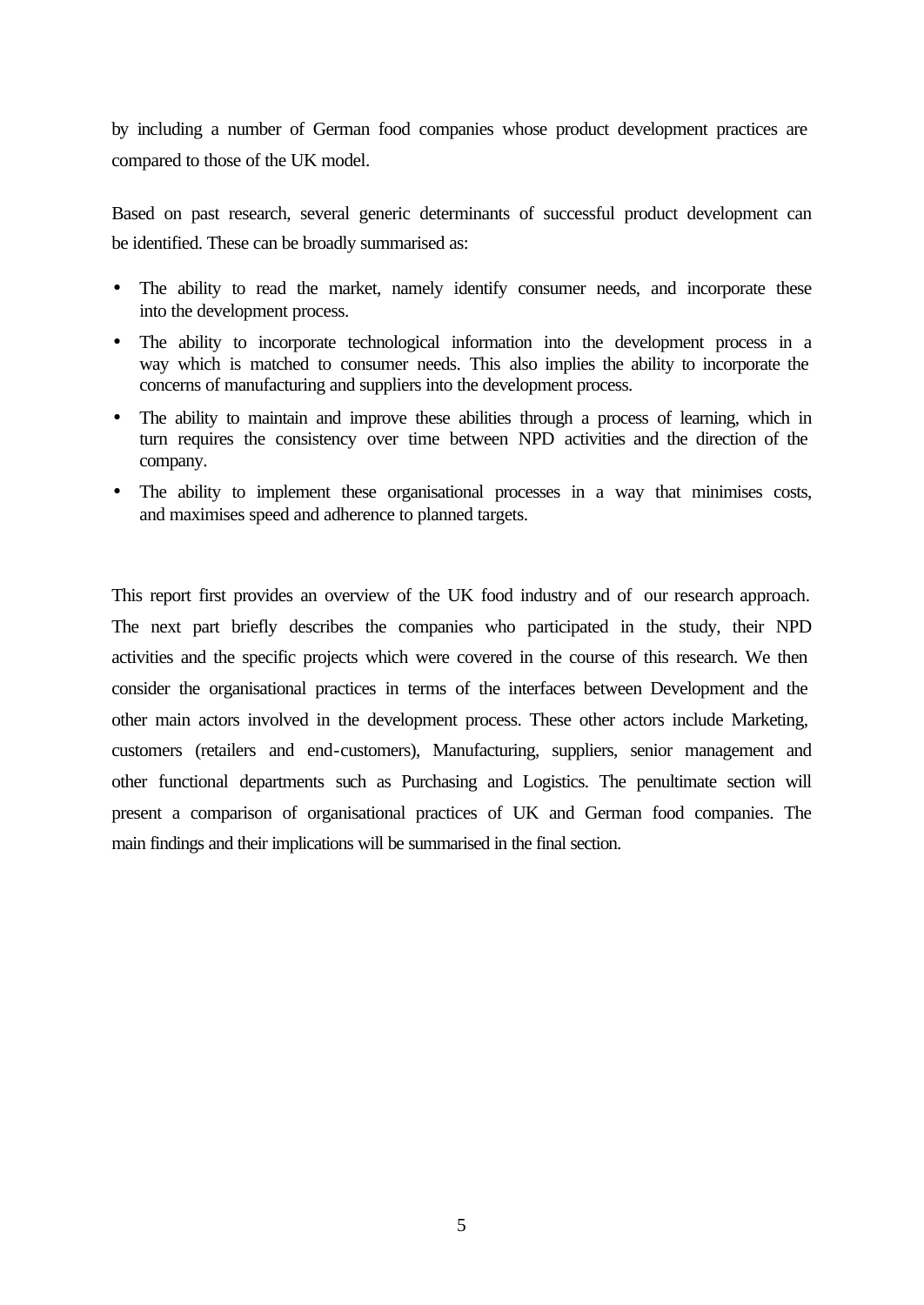by including a number of German food companies whose product development practices are compared to those of the UK model.

Based on past research, several generic determinants of successful product development can be identified. These can be broadly summarised as:

- The ability to read the market, namely identify consumer needs, and incorporate these into the development process.
- The ability to incorporate technological information into the development process in a way which is matched to consumer needs. This also implies the ability to incorporate the concerns of manufacturing and suppliers into the development process.
- The ability to maintain and improve these abilities through a process of learning, which in turn requires the consistency over time between NPD activities and the direction of the company.
- The ability to implement these organisational processes in a way that minimises costs, and maximises speed and adherence to planned targets.

This report first provides an overview of the UK food industry and of our research approach. The next part briefly describes the companies who participated in the study, their NPD activities and the specific projects which were covered in the course of this research. We then consider the organisational practices in terms of the interfaces between Development and the other main actors involved in the development process. These other actors include Marketing, customers (retailers and end-customers), Manufacturing, suppliers, senior management and other functional departments such as Purchasing and Logistics. The penultimate section will present a comparison of organisational practices of UK and German food companies. The main findings and their implications will be summarised in the final section.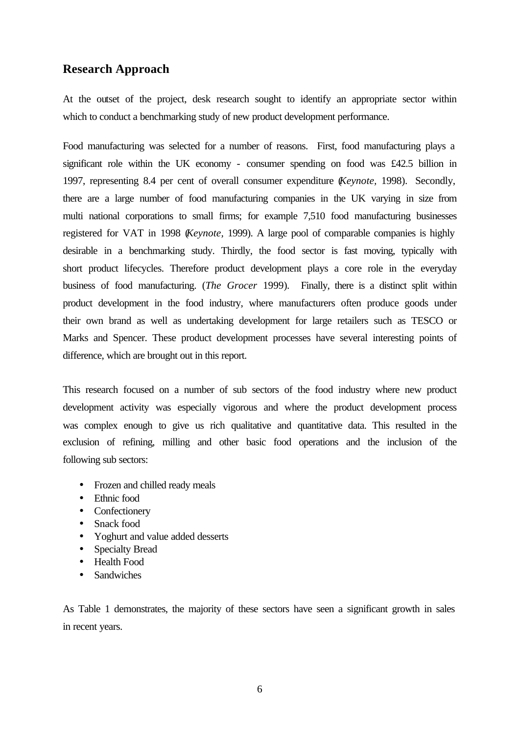## Research Approach

At the outset of the project, desk research sought to identify an appropriate sector within which to conduct a benchmarking study of new product development performance.

Food manufacturing was selected for a number of reasons. First, food manufacturing plays a significant role within the UK economy - consumer spending on food was £42.5 billion in 1997, representing 8.4 per cent of overall consumer expenditure (*Keynote*, 1998). Secondly, there are a large number of food manufacturing companies in the UK varying in size from multi national corporations to small firms; for example 7,510 food manufacturing businesses registered for VAT in 1998 (*Keynote*, 1999). A large pool of comparable companies is highly desirable in a benchmarking study. Thirdly, the food sector is fast moving, typically with short product lifecycles. Therefore product development plays a core role in the everyday business of food manufacturing. (*The Grocer* 1999). Finally, there is a distinct split within product development in the food industry, where manufacturers often produce goods under their own brand as well as undertaking development for large retailers such as TESCO or Marks and Spencer. These product development processes have several interesting points of difference, which are brought out in this report.

This research focused on a number of sub sectors of the food industry where new product development activity was especially vigorous and where the product development process was complex enough to give us rich qualitative and quantitative data. This resulted in the exclusion of refining, milling and other basic food operations and the inclusion of the following sub sectors:

- Frozen and chilled ready meals
- Ethnic food
- Confectionery
- Snack food
- Yoghurt and value added desserts
- Specialty Bread
- Health Food
- Sandwiches

As Table 1 demonstrates, the majority of these sectors have seen a significant growth in sales in recent years.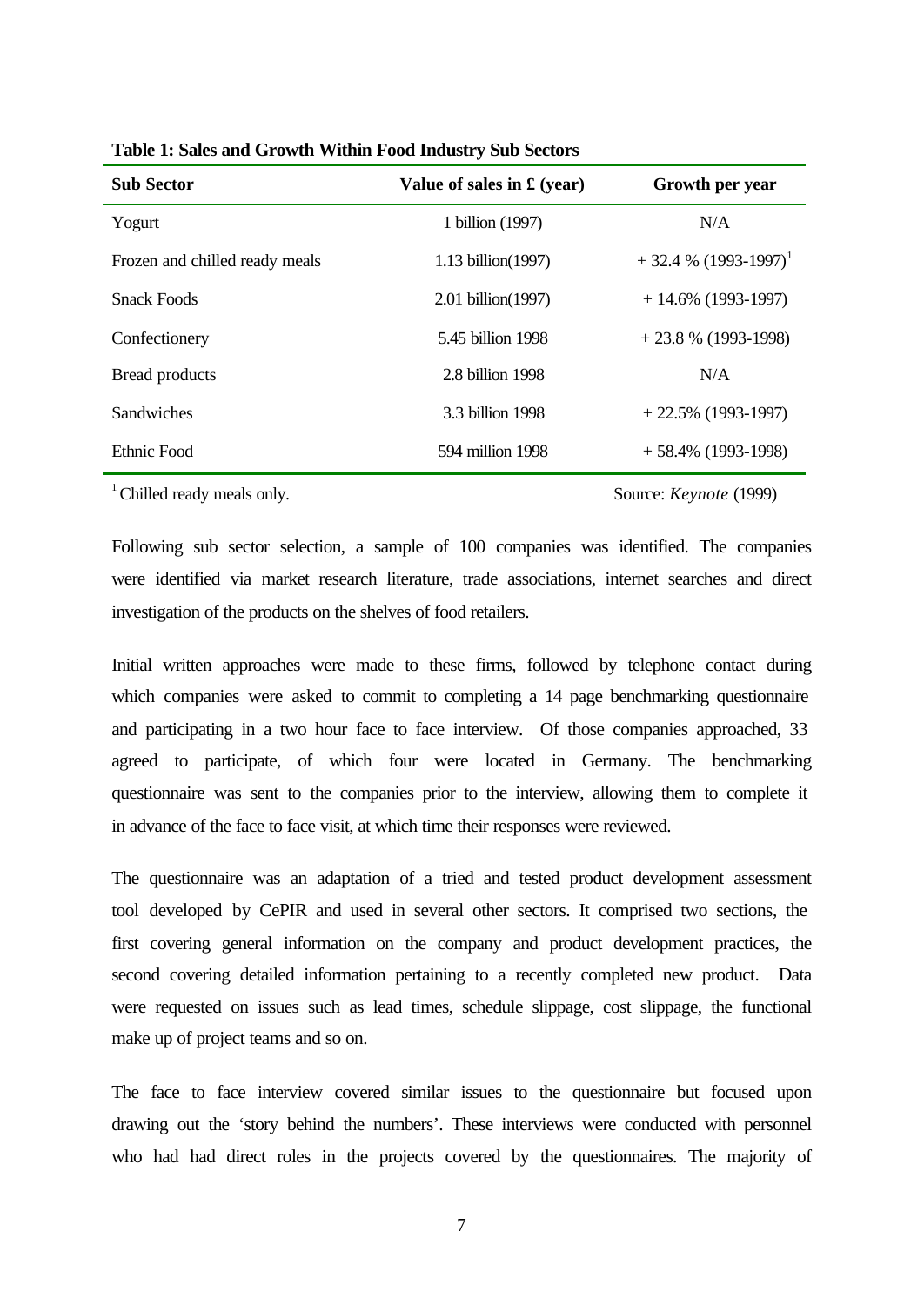**Table 1: Sales and Growth Within Food Industry Sub Sectors**

| Sub Sector | Value of sales in £ (year) | Growth per year |
|---|---|---|
| Yogurt | 1 billion (1997) | N/A |
| Frozen and chilled ready meals | 1.13 billion(1997) | + 32.4 % (1993-1997)[1] |
| Snack Foods | 2.01 billion(1997) | + 14.6% (1993-1997) |
| Confectionery | 5.45 billion 1998 | + 23.8 % (1993-1998) |
| Bread products | 2.8 billion 1998 | N/A |
| Sandwiches | 3.3 billion 1998 | + 22.5% (1993-1997) |
| Ethnic Food | 594 million 1998 | + 58.4% (1993-1998) |

[1] Chilled ready meals only.

Source: *Keynote* (1999)

Following sub sector selection, a sample of 100 companies was identified. The companies were identified via market research literature, trade associations, internet searches and direct investigation of the products on the shelves of food retailers.

Initial written approaches were made to these firms, followed by telephone contact during which companies were asked to commit to completing a 14 page benchmarking questionnaire and participating in a two hour face to face interview. Of those companies approached, 33 agreed to participate, of which four were located in Germany. The benchmarking questionnaire was sent to the companies prior to the interview, allowing them to complete it in advance of the face to face visit, at which time their responses were reviewed.

The questionnaire was an adaptation of a tried and tested product development assessment tool developed by CePIR and used in several other sectors. It comprised two sections, the first covering general information on the company and product development practices, the second covering detailed information pertaining to a recently completed new product. Data were requested on issues such as lead times, schedule slippage, cost slippage, the functional make up of project teams and so on.

The face to face interview covered similar issues to the questionnaire but focused upon drawing out the 'story behind the numbers'. These interviews were conducted with personnel who had had direct roles in the projects covered by the questionnaires. The majority of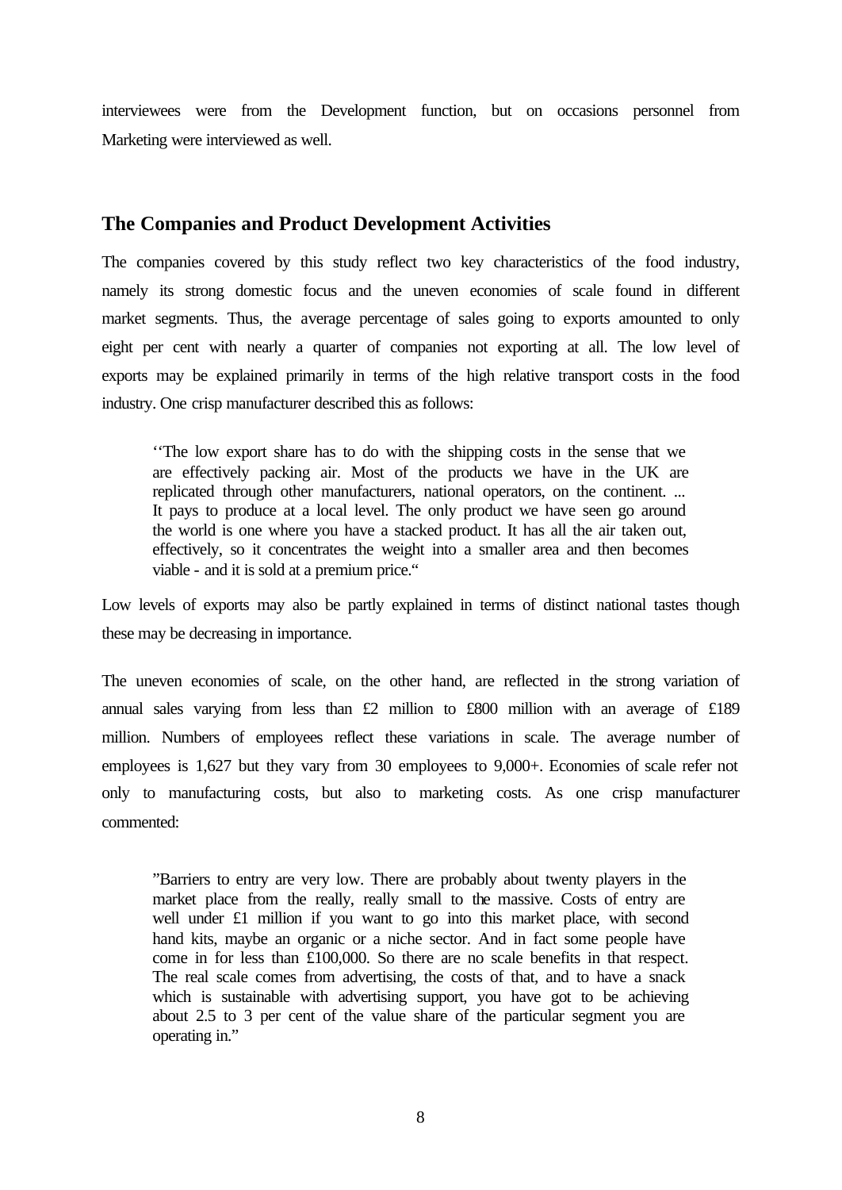interviewees were from the Development function, but on occasions personnel from Marketing were interviewed as well.

## The Companies and Product Development Activities

The companies covered by this study reflect two key characteristics of the food industry, namely its strong domestic focus and the uneven economies of scale found in different market segments. Thus, the average percentage of sales going to exports amounted to only eight per cent with nearly a quarter of companies not exporting at all. The low level of exports may be explained primarily in terms of the high relative transport costs in the food industry. One crisp manufacturer described this as follows:

> ''The low export share has to do with the shipping costs in the sense that we are effectively packing air. Most of the products we have in the UK are replicated through other manufacturers, national operators, on the continent. ... It pays to produce at a local level. The only product we have seen go around the world is one where you have a stacked product. It has all the air taken out, effectively, so it concentrates the weight into a smaller area and then becomes viable - and it is sold at a premium price."

Low levels of exports may also be partly explained in terms of distinct national tastes though these may be decreasing in importance.

The uneven economies of scale, on the other hand, are reflected in the strong variation of annual sales varying from less than £2 million to £800 million with an average of £189 million. Numbers of employees reflect these variations in scale. The average number of employees is 1,627 but they vary from 30 employees to 9,000+. Economies of scale refer not only to manufacturing costs, but also to marketing costs. As one crisp manufacturer commented:

> "Barriers to entry are very low. There are probably about twenty players in the market place from the really, really small to the massive. Costs of entry are well under £1 million if you want to go into this market place, with second hand kits, maybe an organic or a niche sector. And in fact some people have come in for less than £100,000. So there are no scale benefits in that respect. The real scale comes from advertising, the costs of that, and to have a snack which is sustainable with advertising support, you have got to be achieving about 2.5 to 3 per cent of the value share of the particular segment you are operating in."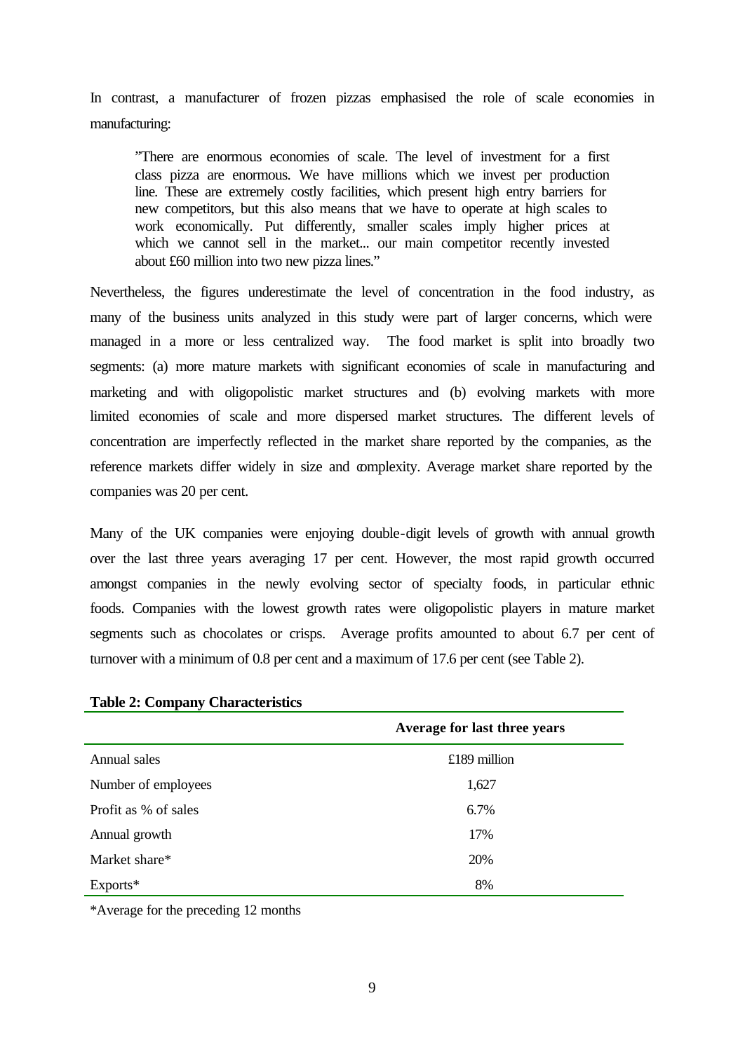In contrast, a manufacturer of frozen pizzas emphasised the role of scale economies in manufacturing:

> "There are enormous economies of scale. The level of investment for a first class pizza are enormous. We have millions which we invest per production line. These are extremely costly facilities, which present high entry barriers for new competitors, but this also means that we have to operate at high scales to work economically. Put differently, smaller scales imply higher prices at which we cannot sell in the market... our main competitor recently invested about £60 million into two new pizza lines."

Nevertheless, the figures underestimate the level of concentration in the food industry, as many of the business units analyzed in this study were part of larger concerns, which were managed in a more or less centralized way. The food market is split into broadly two segments: (a) more mature markets with significant economies of scale in manufacturing and marketing and with oligopolistic market structures and (b) evolving markets with more limited economies of scale and more dispersed market structures. The different levels of concentration are imperfectly reflected in the market share reported by the companies, as the reference markets differ widely in size and complexity. Average market share reported by the companies was 20 per cent.

Many of the UK companies were enjoying double-digit levels of growth with annual growth over the last three years averaging 17 per cent. However, the most rapid growth occurred amongst companies in the newly evolving sector of specialty foods, in particular ethnic foods. Companies with the lowest growth rates were oligopolistic players in mature market segments such as chocolates or crisps. Average profits amounted to about 6.7 per cent of turnover with a minimum of 0.8 per cent and a maximum of 17.6 per cent (see Table 2).

**Table 2: Company Characteristics**

| | Average for last three years |
|---|---|
| Annual sales | £189 million |
| Number of employees | 1,627 |
| Profit as % of sales | 6.7% |
| Annual growth | 17% |
| Market share* | 20% |
| Exports* | 8% |

*Average for the preceding 12 months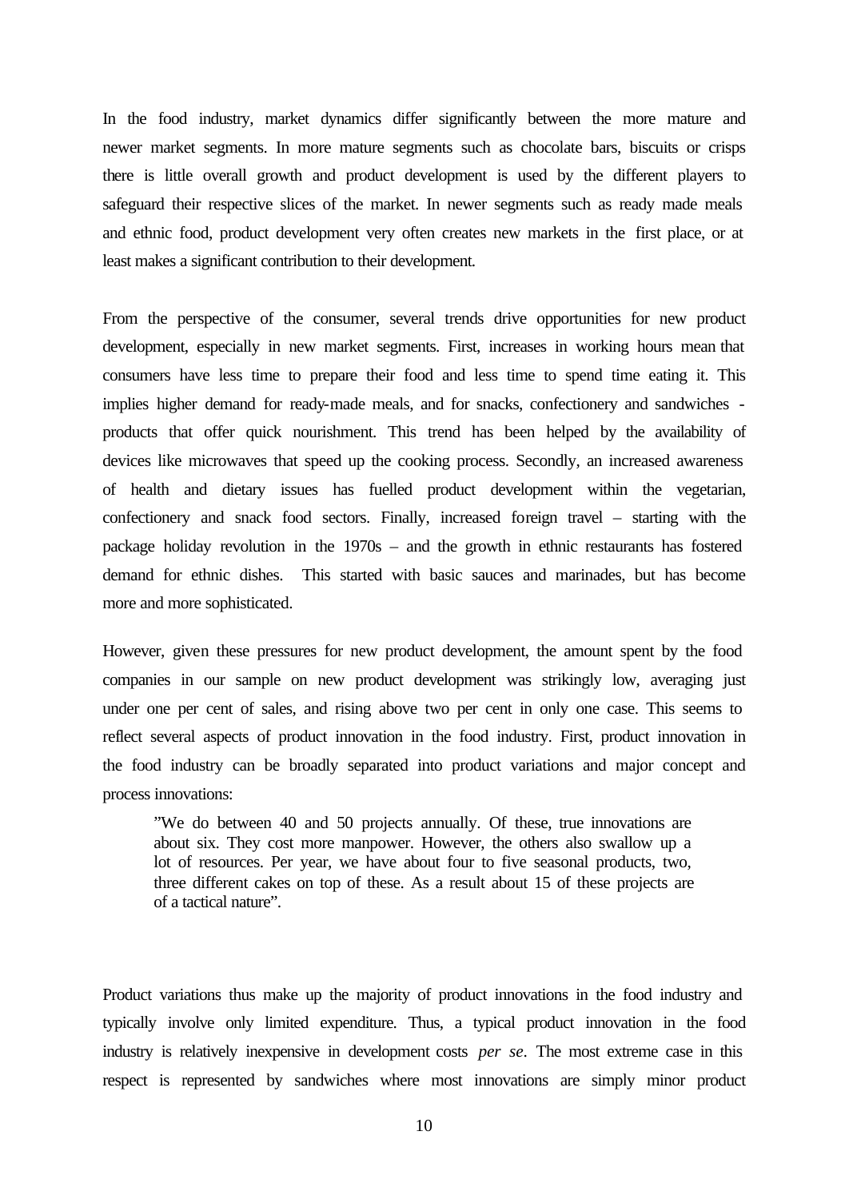In the food industry, market dynamics differ significantly between the more mature and newer market segments. In more mature segments such as chocolate bars, biscuits or crisps there is little overall growth and product development is used by the different players to safeguard their respective slices of the market. In newer segments such as ready made meals and ethnic food, product development very often creates new markets in the first place, or at least makes a significant contribution to their development.

From the perspective of the consumer, several trends drive opportunities for new product development, especially in new market segments. First, increases in working hours mean that consumers have less time to prepare their food and less time to spend time eating it. This implies higher demand for ready-made meals, and for snacks, confectionery and sandwiches - products that offer quick nourishment. This trend has been helped by the availability of devices like microwaves that speed up the cooking process. Secondly, an increased awareness of health and dietary issues has fuelled product development within the vegetarian, confectionery and snack food sectors. Finally, increased foreign travel – starting with the package holiday revolution in the 1970s – and the growth in ethnic restaurants has fostered demand for ethnic dishes. This started with basic sauces and marinades, but has become more and more sophisticated.

However, given these pressures for new product development, the amount spent by the food companies in our sample on new product development was strikingly low, averaging just under one per cent of sales, and rising above two per cent in only one case. This seems to reflect several aspects of product innovation in the food industry. First, product innovation in the food industry can be broadly separated into product variations and major concept and process innovations:

> "We do between 40 and 50 projects annually. Of these, true innovations are about six. They cost more manpower. However, the others also swallow up a lot of resources. Per year, we have about four to five seasonal products, two, three different cakes on top of these. As a result about 15 of these projects are of a tactical nature".

Product variations thus make up the majority of product innovations in the food industry and typically involve only limited expenditure. Thus, a typical product innovation in the food industry is relatively inexpensive in development costs *per se*. The most extreme case in this respect is represented by sandwiches where most innovations are simply minor product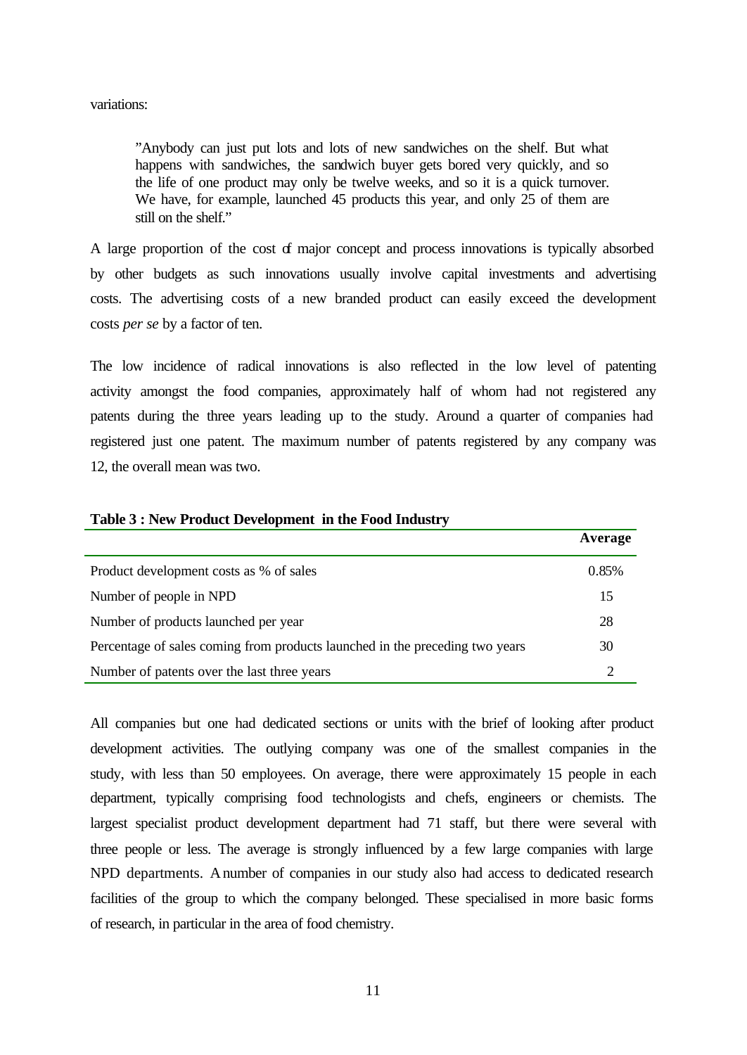variations:

> "Anybody can just put lots and lots of new sandwiches on the shelf. But what happens with sandwiches, the sandwich buyer gets bored very quickly, and so the life of one product may only be twelve weeks, and so it is a quick turnover. We have, for example, launched 45 products this year, and only 25 of them are still on the shelf."

A large proportion of the cost of major concept and process innovations is typically absorbed by other budgets as such innovations usually involve capital investments and advertising costs. The advertising costs of a new branded product can easily exceed the development costs *per se* by a factor of ten.

The low incidence of radical innovations is also reflected in the low level of patenting activity amongst the food companies, approximately half of whom had not registered any patents during the three years leading up to the study. Around a quarter of companies had registered just one patent. The maximum number of patents registered by any company was 12, the overall mean was two.

**Table 3 : New Product Development in the Food Industry**

| | **Average** |
|---|---|
| Product development costs as % of sales | 0.85% |
| Number of people in NPD | 15 |
| Number of products launched per year | 28 |
| Percentage of sales coming from products launched in the preceding two years | 30 |
| Number of patents over the last three years | 2 |

All companies but one had dedicated sections or units with the brief of looking after product development activities. The outlying company was one of the smallest companies in the study, with less than 50 employees. On average, there were approximately 15 people in each department, typically comprising food technologists and chefs, engineers or chemists. The largest specialist product development department had 71 staff, but there were several with three people or less. The average is strongly influenced by a few large companies with large NPD departments. A number of companies in our study also had access to dedicated research facilities of the group to which the company belonged. These specialised in more basic forms of research, in particular in the area of food chemistry.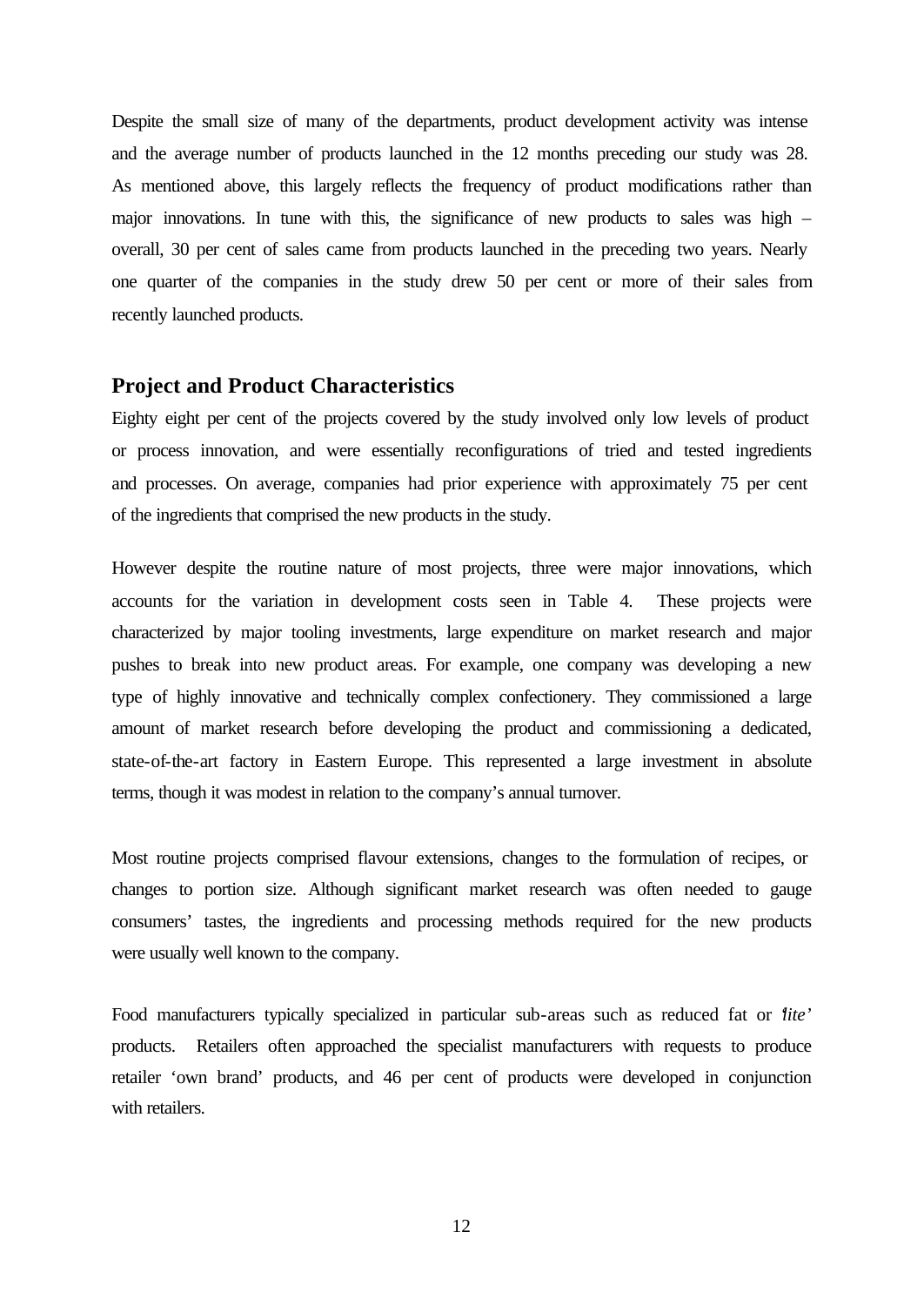Despite the small size of many of the departments, product development activity was intense and the average number of products launched in the 12 months preceding our study was 28. As mentioned above, this largely reflects the frequency of product modifications rather than major innovations. In tune with this, the significance of new products to sales was high – overall, 30 per cent of sales came from products launched in the preceding two years. Nearly one quarter of the companies in the study drew 50 per cent or more of their sales from recently launched products.

## Project and Product Characteristics

Eighty eight per cent of the projects covered by the study involved only low levels of product or process innovation, and were essentially reconfigurations of tried and tested ingredients and processes. On average, companies had prior experience with approximately 75 per cent of the ingredients that comprised the new products in the study.

However despite the routine nature of most projects, three were major innovations, which accounts for the variation in development costs seen in Table 4. These projects were characterized by major tooling investments, large expenditure on market research and major pushes to break into new product areas. For example, one company was developing a new type of highly innovative and technically complex confectionery. They commissioned a large amount of market research before developing the product and commissioning a dedicated, state-of-the-art factory in Eastern Europe. This represented a large investment in absolute terms, though it was modest in relation to the company's annual turnover.

Most routine projects comprised flavour extensions, changes to the formulation of recipes, or changes to portion size. Although significant market research was often needed to gauge consumers' tastes, the ingredients and processing methods required for the new products were usually well known to the company.

Food manufacturers typically specialized in particular sub-areas such as reduced fat or '*lite*' products. Retailers often approached the specialist manufacturers with requests to produce retailer 'own brand' products, and 46 per cent of products were developed in conjunction with retailers.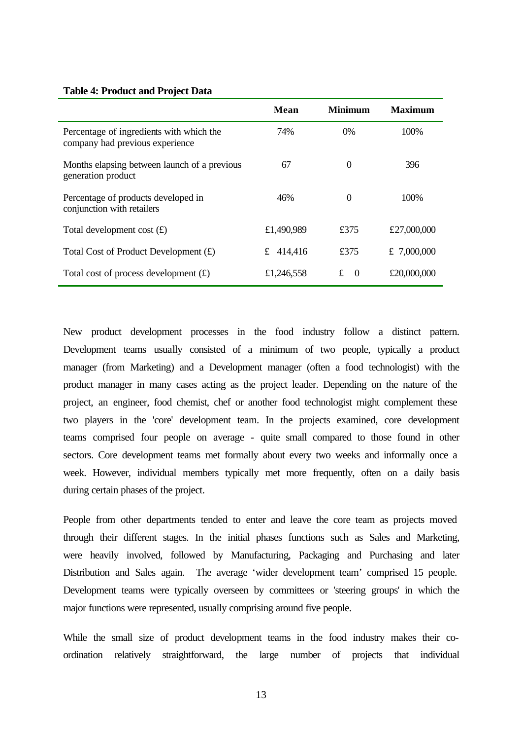**Table 4: Product and Project Data**

| | Mean | Minimum | Maximum |
|---|---|---|---|
| Percentage of ingredients with which the company had previous experience | 74% | 0% | 100% |
| Months elapsing between launch of a previous generation product | 67 | 0 | 396 |
| Percentage of products developed in conjunction with retailers | 46% | 0 | 100% |
| Total development cost (£) | £1,490,989 | £375 | £27,000,000 |
| Total Cost of Product Development (£) | £ 414,416 | £375 | £ 7,000,000 |
| Total cost of process development (£) | £1,246,558 | £ 0 | £20,000,000 |

New product development processes in the food industry follow a distinct pattern. Development teams usually consisted of a minimum of two people, typically a product manager (from Marketing) and a Development manager (often a food technologist) with the product manager in many cases acting as the project leader. Depending on the nature of the project, an engineer, food chemist, chef or another food technologist might complement these two players in the 'core' development team. In the projects examined, core development teams comprised four people on average - quite small compared to those found in other sectors. Core development teams met formally about every two weeks and informally once a week. However, individual members typically met more frequently, often on a daily basis during certain phases of the project.

People from other departments tended to enter and leave the core team as projects moved through their different stages. In the initial phases functions such as Sales and Marketing, were heavily involved, followed by Manufacturing, Packaging and Purchasing and later Distribution and Sales again. The average 'wider development team' comprised 15 people. Development teams were typically overseen by committees or 'steering groups' in which the major functions were represented, usually comprising around five people.

While the small size of product development teams in the food industry makes their co-ordination relatively straightforward, the large number of projects that individual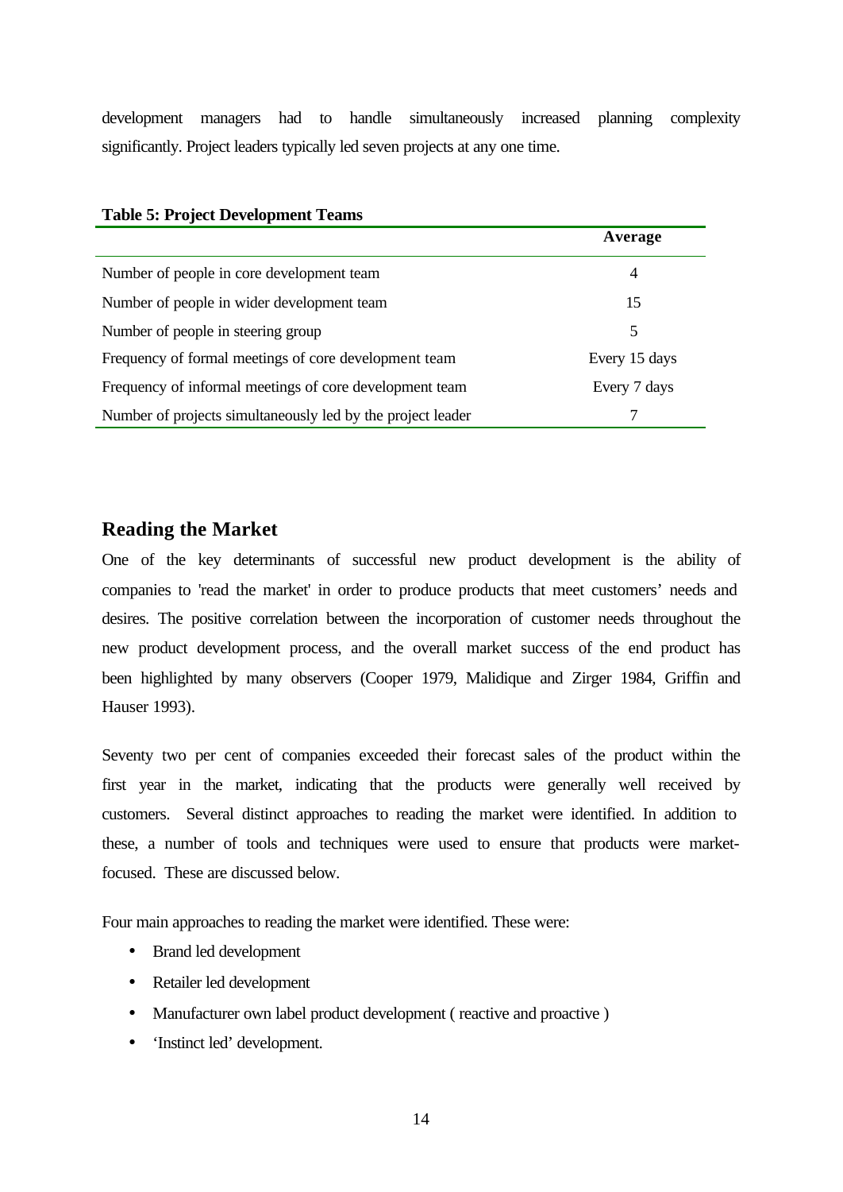development managers had to handle simultaneously increased planning complexity significantly. Project leaders typically led seven projects at any one time.

**Table 5: Project Development Teams**

| | Average |
|---|---|
| Number of people in core development team | 4 |
| Number of people in wider development team | 15 |
| Number of people in steering group | 5 |
| Frequency of formal meetings of core development team | Every 15 days |
| Frequency of informal meetings of core development team | Every 7 days |
| Number of projects simultaneously led by the project leader | 7 |

## Reading the Market

One of the key determinants of successful new product development is the ability of companies to 'read the market' in order to produce products that meet customers' needs and desires. The positive correlation between the incorporation of customer needs throughout the new product development process, and the overall market success of the end product has been highlighted by many observers (Cooper 1979, Malidique and Zirger 1984, Griffin and Hauser 1993).

Seventy two per cent of companies exceeded their forecast sales of the product within the first year in the market, indicating that the products were generally well received by customers. Several distinct approaches to reading the market were identified. In addition to these, a number of tools and techniques were used to ensure that products were market-focused. These are discussed below.

Four main approaches to reading the market were identified. These were:

- Brand led development
- Retailer led development
- Manufacturer own label product development ( reactive and proactive )
- 'Instinct led' development.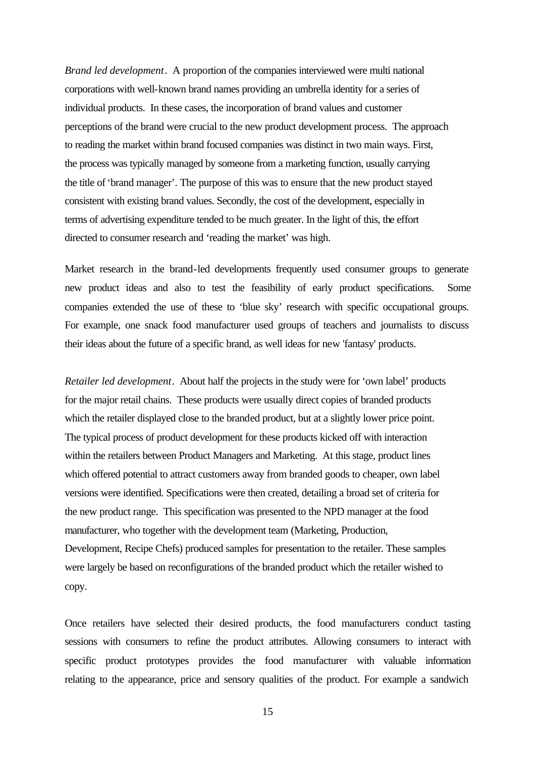*Brand led development*. A proportion of the companies interviewed were multi national corporations with well-known brand names providing an umbrella identity for a series of individual products. In these cases, the incorporation of brand values and customer perceptions of the brand were crucial to the new product development process. The approach to reading the market within brand focused companies was distinct in two main ways. First, the process was typically managed by someone from a marketing function, usually carrying the title of 'brand manager'. The purpose of this was to ensure that the new product stayed consistent with existing brand values. Secondly, the cost of the development, especially in terms of advertising expenditure tended to be much greater. In the light of this, the effort directed to consumer research and 'reading the market' was high.

Market research in the brand-led developments frequently used consumer groups to generate new product ideas and also to test the feasibility of early product specifications. Some companies extended the use of these to 'blue sky' research with specific occupational groups. For example, one snack food manufacturer used groups of teachers and journalists to discuss their ideas about the future of a specific brand, as well ideas for new 'fantasy' products.

*Retailer led development*. About half the projects in the study were for 'own label' products for the major retail chains. These products were usually direct copies of branded products which the retailer displayed close to the branded product, but at a slightly lower price point. The typical process of product development for these products kicked off with interaction within the retailers between Product Managers and Marketing. At this stage, product lines which offered potential to attract customers away from branded goods to cheaper, own label versions were identified. Specifications were then created, detailing a broad set of criteria for the new product range. This specification was presented to the NPD manager at the food manufacturer, who together with the development team (Marketing, Production, Development, Recipe Chefs) produced samples for presentation to the retailer. These samples were largely be based on reconfigurations of the branded product which the retailer wished to copy.

Once retailers have selected their desired products, the food manufacturers conduct tasting sessions with consumers to refine the product attributes. Allowing consumers to interact with specific product prototypes provides the food manufacturer with valuable information relating to the appearance, price and sensory qualities of the product. For example a sandwich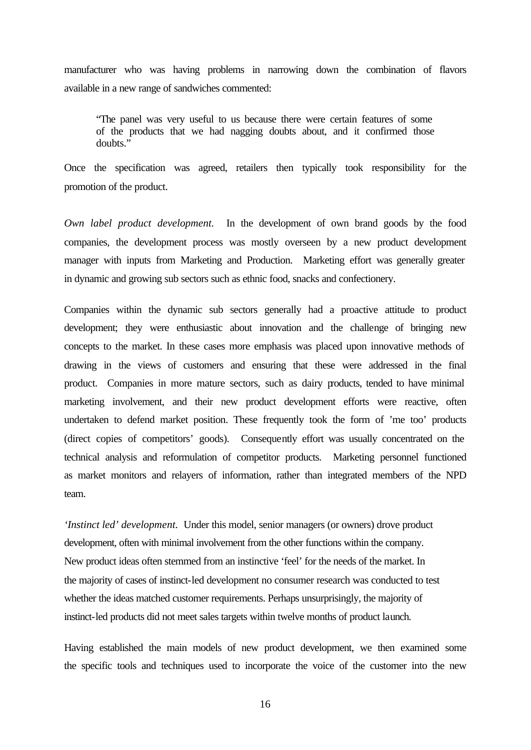manufacturer who was having problems in narrowing down the combination of flavors available in a new range of sandwiches commented:

> "The panel was very useful to us because there were certain features of some of the products that we had nagging doubts about, and it confirmed those doubts."

Once the specification was agreed, retailers then typically took responsibility for the promotion of the product.

*Own label product development.* In the development of own brand goods by the food companies, the development process was mostly overseen by a new product development manager with inputs from Marketing and Production. Marketing effort was generally greater in dynamic and growing sub sectors such as ethnic food, snacks and confectionery.

Companies within the dynamic sub sectors generally had a proactive attitude to product development; they were enthusiastic about innovation and the challenge of bringing new concepts to the market. In these cases more emphasis was placed upon innovative methods of drawing in the views of customers and ensuring that these were addressed in the final product. Companies in more mature sectors, such as dairy products, tended to have minimal marketing involvement, and their new product development efforts were reactive, often undertaken to defend market position. These frequently took the form of 'me too' products (direct copies of competitors' goods). Consequently effort was usually concentrated on the technical analysis and reformulation of competitor products. Marketing personnel functioned as market monitors and relayers of information, rather than integrated members of the NPD team.

*'Instinct led' development.* Under this model, senior managers (or owners) drove product development, often with minimal involvement from the other functions within the company. New product ideas often stemmed from an instinctive 'feel' for the needs of the market. In the majority of cases of instinct-led development no consumer research was conducted to test whether the ideas matched customer requirements. Perhaps unsurprisingly, the majority of instinct-led products did not meet sales targets within twelve months of product launch.

Having established the main models of new product development, we then examined some the specific tools and techniques used to incorporate the voice of the customer into the new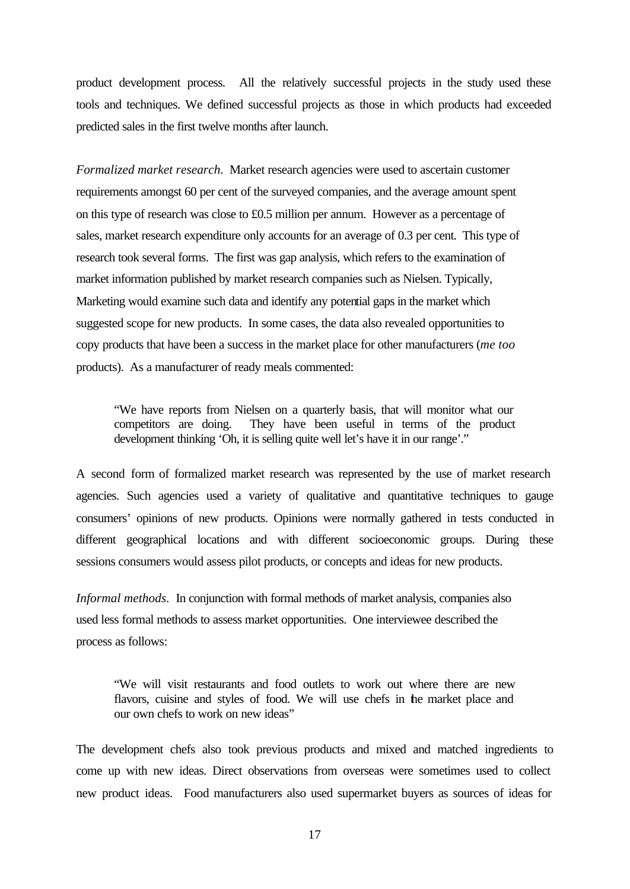product development process. All the relatively successful projects in the study used these tools and techniques. We defined successful projects as those in which products had exceeded predicted sales in the first twelve months after launch.

*Formalized market research*. Market research agencies were used to ascertain customer requirements amongst 60 per cent of the surveyed companies, and the average amount spent on this type of research was close to £0.5 million per annum. However as a percentage of sales, market research expenditure only accounts for an average of 0.3 per cent. This type of research took several forms. The first was gap analysis, which refers to the examination of market information published by market research companies such as Nielsen. Typically, Marketing would examine such data and identify any potential gaps in the market which suggested scope for new products. In some cases, the data also revealed opportunities to copy products that have been a success in the market place for other manufacturers (*me too* products). As a manufacturer of ready meals commented:

> "We have reports from Nielsen on a quarterly basis, that will monitor what our competitors are doing. They have been useful in terms of the product development thinking 'Oh, it is selling quite well let's have it in our range'."

A second form of formalized market research was represented by the use of market research agencies. Such agencies used a variety of qualitative and quantitative techniques to gauge consumers' opinions of new products. Opinions were normally gathered in tests conducted in different geographical locations and with different socioeconomic groups. During these sessions consumers would assess pilot products, or concepts and ideas for new products.

*Informal methods*. In conjunction with formal methods of market analysis, companies also used less formal methods to assess market opportunities. One interviewee described the process as follows:

> "We will visit restaurants and food outlets to work out where there are new flavors, cuisine and styles of food. We will use chefs in the market place and our own chefs to work on new ideas"

The development chefs also took previous products and mixed and matched ingredients to come up with new ideas. Direct observations from overseas were sometimes used to collect new product ideas. Food manufacturers also used supermarket buyers as sources of ideas for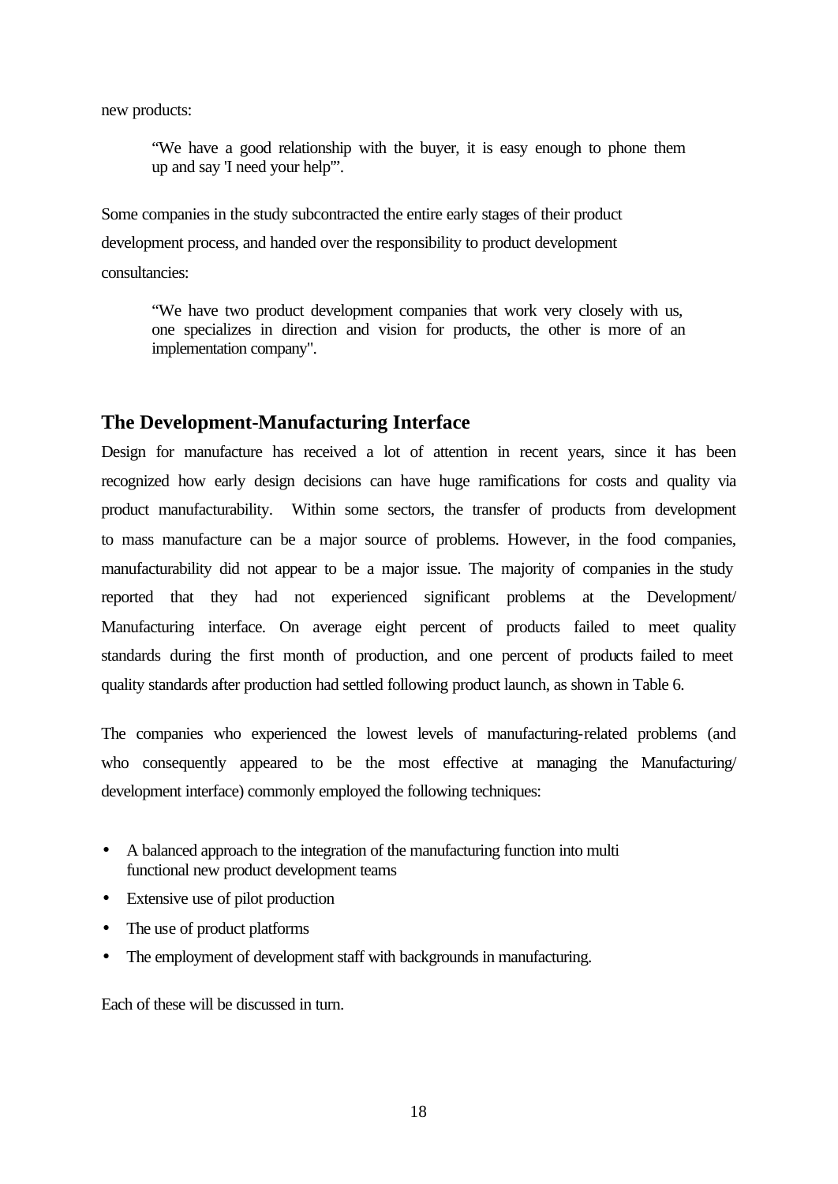new products:

> "We have a good relationship with the buyer, it is easy enough to phone them up and say 'I need your help'".

Some companies in the study subcontracted the entire early stages of their product development process, and handed over the responsibility to product development consultancies:

> "We have two product development companies that work very closely with us, one specializes in direction and vision for products, the other is more of an implementation company".

## The Development-Manufacturing Interface

Design for manufacture has received a lot of attention in recent years, since it has been recognized how early design decisions can have huge ramifications for costs and quality via product manufacturability. Within some sectors, the transfer of products from development to mass manufacture can be a major source of problems. However, in the food companies, manufacturability did not appear to be a major issue. The majority of companies in the study reported that they had not experienced significant problems at the Development/ Manufacturing interface. On average eight percent of products failed to meet quality standards during the first month of production, and one percent of products failed to meet quality standards after production had settled following product launch, as shown in Table 6.

The companies who experienced the lowest levels of manufacturing-related problems (and who consequently appeared to be the most effective at managing the Manufacturing/ development interface) commonly employed the following techniques:

- A balanced approach to the integration of the manufacturing function into multi functional new product development teams
- Extensive use of pilot production
- The use of product platforms
- The employment of development staff with backgrounds in manufacturing.

Each of these will be discussed in turn.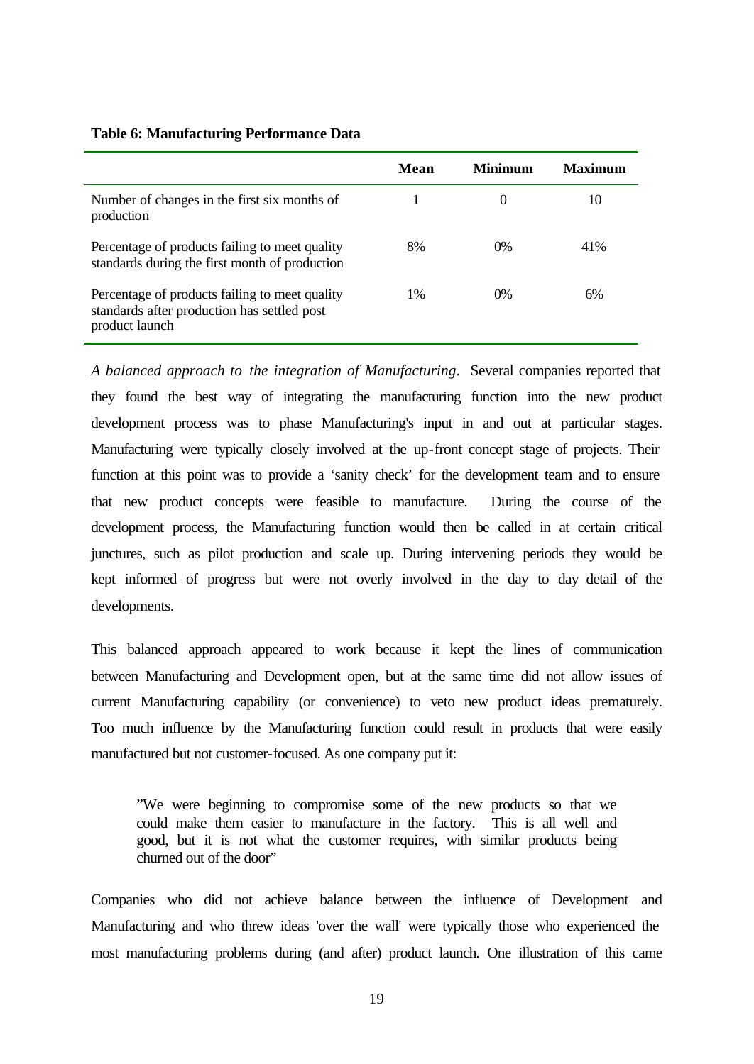**Table 6: Manufacturing Performance Data**

| | Mean | Minimum | Maximum |
|---|---|---|---|
| Number of changes in the first six months of production | 1 | 0 | 10 |
| Percentage of products failing to meet quality standards during the first month of production | 8% | 0% | 41% |
| Percentage of products failing to meet quality standards after production has settled post product launch | 1% | 0% | 6% |

*A balanced approach to the integration of Manufacturing.* Several companies reported that they found the best way of integrating the manufacturing function into the new product development process was to phase Manufacturing's input in and out at particular stages. Manufacturing were typically closely involved at the up-front concept stage of projects. Their function at this point was to provide a 'sanity check' for the development team and to ensure that new product concepts were feasible to manufacture. During the course of the development process, the Manufacturing function would then be called in at certain critical junctures, such as pilot production and scale up. During intervening periods they would be kept informed of progress but were not overly involved in the day to day detail of the developments.

This balanced approach appeared to work because it kept the lines of communication between Manufacturing and Development open, but at the same time did not allow issues of current Manufacturing capability (or convenience) to veto new product ideas prematurely. Too much influence by the Manufacturing function could result in products that were easily manufactured but not customer-focused. As one company put it:

> "We were beginning to compromise some of the new products so that we could make them easier to manufacture in the factory. This is all well and good, but it is not what the customer requires, with similar products being churned out of the door"

Companies who did not achieve balance between the influence of Development and Manufacturing and who threw ideas 'over the wall' were typically those who experienced the most manufacturing problems during (and after) product launch. One illustration of this came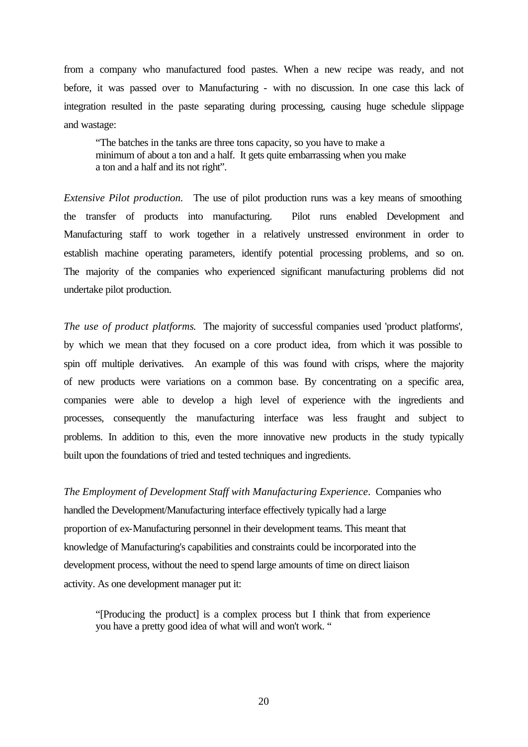from a company who manufactured food pastes. When a new recipe was ready, and not before, it was passed over to Manufacturing - with no discussion. In one case this lack of integration resulted in the paste separating during processing, causing huge schedule slippage and wastage:

> "The batches in the tanks are three tons capacity, so you have to make a minimum of about a ton and a half. It gets quite embarrassing when you make a ton and a half and its not right".

*Extensive Pilot production.* The use of pilot production runs was a key means of smoothing the transfer of products into manufacturing. Pilot runs enabled Development and Manufacturing staff to work together in a relatively unstressed environment in order to establish machine operating parameters, identify potential processing problems, and so on. The majority of the companies who experienced significant manufacturing problems did not undertake pilot production.

*The use of product platforms.* The majority of successful companies used 'product platforms', by which we mean that they focused on a core product idea, from which it was possible to spin off multiple derivatives. An example of this was found with crisps, where the majority of new products were variations on a common base. By concentrating on a specific area, companies were able to develop a high level of experience with the ingredients and processes, consequently the manufacturing interface was less fraught and subject to problems. In addition to this, even the more innovative new products in the study typically built upon the foundations of tried and tested techniques and ingredients.

*The Employment of Development Staff with Manufacturing Experience*. Companies who handled the Development/Manufacturing interface effectively typically had a large proportion of ex-Manufacturing personnel in their development teams. This meant that knowledge of Manufacturing's capabilities and constraints could be incorporated into the development process, without the need to spend large amounts of time on direct liaison activity. As one development manager put it:

> "[Producing the product] is a complex process but I think that from experience you have a pretty good idea of what will and won't work. "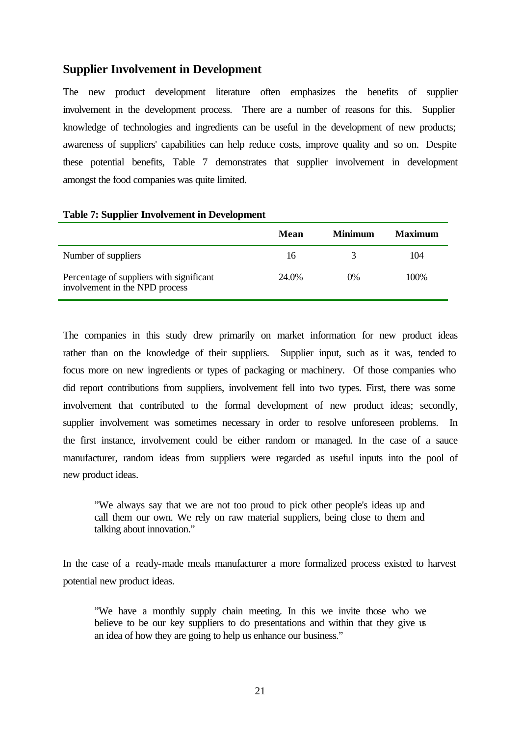## Supplier Involvement in Development

The new product development literature often emphasizes the benefits of supplier involvement in the development process. There are a number of reasons for this. Supplier knowledge of technologies and ingredients can be useful in the development of new products; awareness of suppliers' capabilities can help reduce costs, improve quality and so on. Despite these potential benefits, Table 7 demonstrates that supplier involvement in development amongst the food companies was quite limited.

**Table 7: Supplier Involvement in Development**

| | Mean | Minimum | Maximum |
|---|---|---|---|
| Number of suppliers | 16 | 3 | 104 |
| Percentage of suppliers with significant involvement in the NPD process | 24.0% | 0% | 100% |

The companies in this study drew primarily on market information for new product ideas rather than on the knowledge of their suppliers. Supplier input, such as it was, tended to focus more on new ingredients or types of packaging or machinery. Of those companies who did report contributions from suppliers, involvement fell into two types. First, there was some involvement that contributed to the formal development of new product ideas; secondly, supplier involvement was sometimes necessary in order to resolve unforeseen problems. In the first instance, involvement could be either random or managed. In the case of a sauce manufacturer, random ideas from suppliers were regarded as useful inputs into the pool of new product ideas.

> "We always say that we are not too proud to pick other people's ideas up and call them our own. We rely on raw material suppliers, being close to them and talking about innovation."

In the case of a ready-made meals manufacturer a more formalized process existed to harvest potential new product ideas.

> "We have a monthly supply chain meeting. In this we invite those who we believe to be our key suppliers to do presentations and within that they give us an idea of how they are going to help us enhance our business."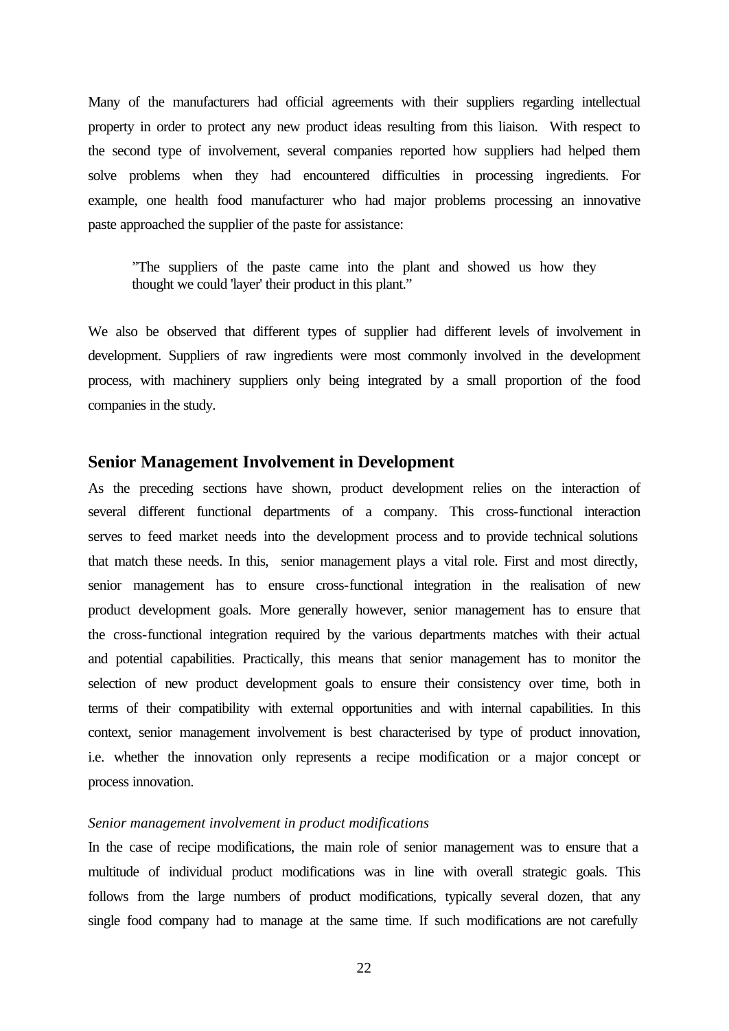Many of the manufacturers had official agreements with their suppliers regarding intellectual property in order to protect any new product ideas resulting from this liaison. With respect to the second type of involvement, several companies reported how suppliers had helped them solve problems when they had encountered difficulties in processing ingredients. For example, one health food manufacturer who had major problems processing an innovative paste approached the supplier of the paste for assistance:

> "The suppliers of the paste came into the plant and showed us how they thought we could 'layer' their product in this plant."

We also be observed that different types of supplier had different levels of involvement in development. Suppliers of raw ingredients were most commonly involved in the development process, with machinery suppliers only being integrated by a small proportion of the food companies in the study.

## Senior Management Involvement in Development

As the preceding sections have shown, product development relies on the interaction of several different functional departments of a company. This cross-functional interaction serves to feed market needs into the development process and to provide technical solutions that match these needs. In this, senior management plays a vital role. First and most directly, senior management has to ensure cross-functional integration in the realisation of new product development goals. More generally however, senior management has to ensure that the cross-functional integration required by the various departments matches with their actual and potential capabilities. Practically, this means that senior management has to monitor the selection of new product development goals to ensure their consistency over time, both in terms of their compatibility with external opportunities and with internal capabilities. In this context, senior management involvement is best characterised by type of product innovation, i.e. whether the innovation only represents a recipe modification or a major concept or process innovation.

*Senior management involvement in product modifications*

In the case of recipe modifications, the main role of senior management was to ensure that a multitude of individual product modifications was in line with overall strategic goals. This follows from the large numbers of product modifications, typically several dozen, that any single food company had to manage at the same time. If such modifications are not carefully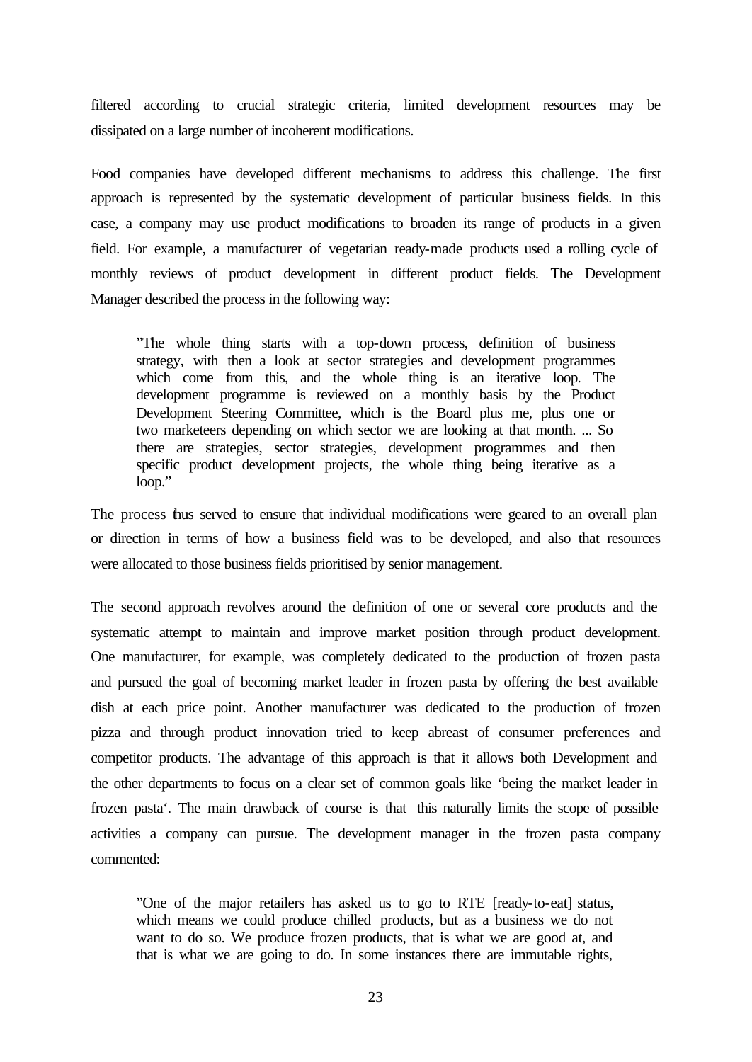filtered according to crucial strategic criteria, limited development resources may be dissipated on a large number of incoherent modifications.

Food companies have developed different mechanisms to address this challenge. The first approach is represented by the systematic development of particular business fields. In this case, a company may use product modifications to broaden its range of products in a given field. For example, a manufacturer of vegetarian ready-made products used a rolling cycle of monthly reviews of product development in different product fields. The Development Manager described the process in the following way:

> "The whole thing starts with a top-down process, definition of business strategy, with then a look at sector strategies and development programmes which come from this, and the whole thing is an iterative loop. The development programme is reviewed on a monthly basis by the Product Development Steering Committee, which is the Board plus me, plus one or two marketeers depending on which sector we are looking at that month. ... So there are strategies, sector strategies, development programmes and then specific product development projects, the whole thing being iterative as a loop."

The process thus served to ensure that individual modifications were geared to an overall plan or direction in terms of how a business field was to be developed, and also that resources were allocated to those business fields prioritised by senior management.

The second approach revolves around the definition of one or several core products and the systematic attempt to maintain and improve market position through product development. One manufacturer, for example, was completely dedicated to the production of frozen pasta and pursued the goal of becoming market leader in frozen pasta by offering the best available dish at each price point. Another manufacturer was dedicated to the production of frozen pizza and through product innovation tried to keep abreast of consumer preferences and competitor products. The advantage of this approach is that it allows both Development and the other departments to focus on a clear set of common goals like 'being the market leader in frozen pasta'. The main drawback of course is that this naturally limits the scope of possible activities a company can pursue. The development manager in the frozen pasta company commented:

> "One of the major retailers has asked us to go to RTE [ready-to-eat] status, which means we could produce chilled products, but as a business we do not want to do so. We produce frozen products, that is what we are good at, and that is what we are going to do. In some instances there are immutable rights,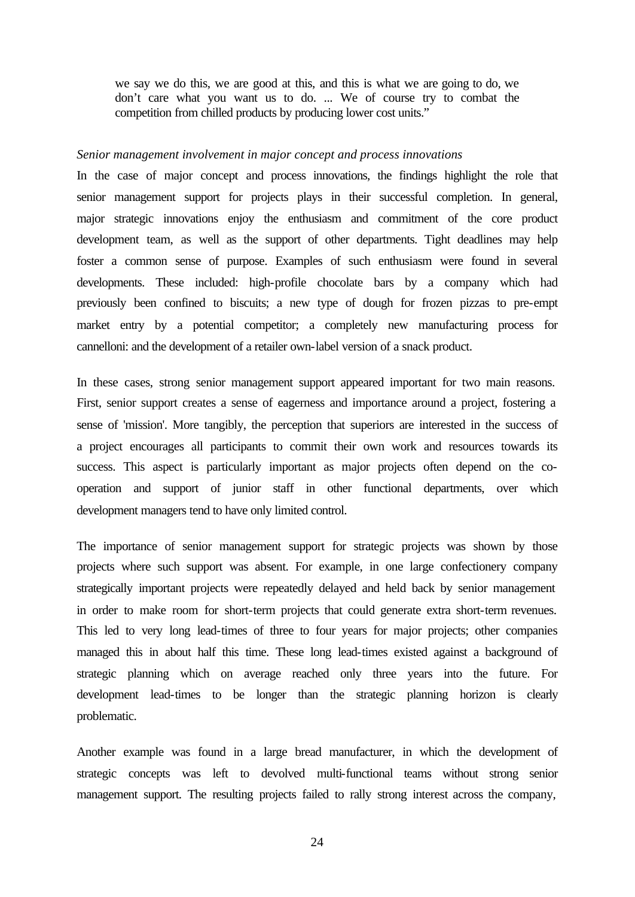> we say we do this, we are good at this, and this is what we are going to do, we don't care what you want us to do. ... We of course try to combat the competition from chilled products by producing lower cost units."

*Senior management involvement in major concept and process innovations*

In the case of major concept and process innovations, the findings highlight the role that senior management support for projects plays in their successful completion. In general, major strategic innovations enjoy the enthusiasm and commitment of the core product development team, as well as the support of other departments. Tight deadlines may help foster a common sense of purpose. Examples of such enthusiasm were found in several developments. These included: high-profile chocolate bars by a company which had previously been confined to biscuits; a new type of dough for frozen pizzas to pre-empt market entry by a potential competitor; a completely new manufacturing process for cannelloni: and the development of a retailer own-label version of a snack product.

In these cases, strong senior management support appeared important for two main reasons. First, senior support creates a sense of eagerness and importance around a project, fostering a sense of 'mission'. More tangibly, the perception that superiors are interested in the success of a project encourages all participants to commit their own work and resources towards its success. This aspect is particularly important as major projects often depend on the co-operation and support of junior staff in other functional departments, over which development managers tend to have only limited control.

The importance of senior management support for strategic projects was shown by those projects where such support was absent. For example, in one large confectionery company strategically important projects were repeatedly delayed and held back by senior management in order to make room for short-term projects that could generate extra short-term revenues. This led to very long lead-times of three to four years for major projects; other companies managed this in about half this time. These long lead-times existed against a background of strategic planning which on average reached only three years into the future. For development lead-times to be longer than the strategic planning horizon is clearly problematic.

Another example was found in a large bread manufacturer, in which the development of strategic concepts was left to devolved multi-functional teams without strong senior management support. The resulting projects failed to rally strong interest across the company,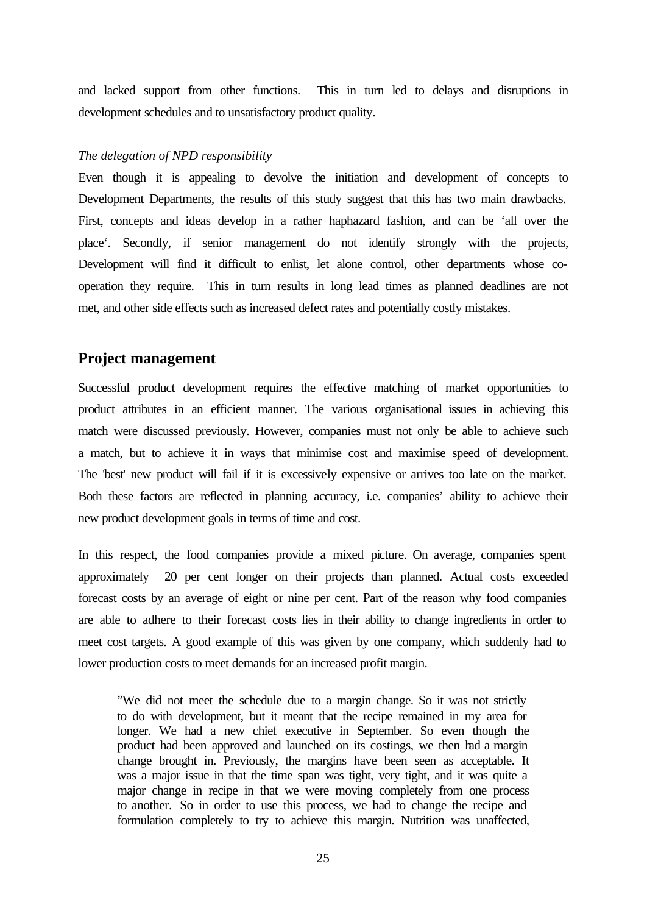and lacked support from other functions. This in turn led to delays and disruptions in development schedules and to unsatisfactory product quality.

*The delegation of NPD responsibility*

Even though it is appealing to devolve the initiation and development of concepts to Development Departments, the results of this study suggest that this has two main drawbacks. First, concepts and ideas develop in a rather haphazard fashion, and can be 'all over the place'. Secondly, if senior management do not identify strongly with the projects, Development will find it difficult to enlist, let alone control, other departments whose co-operation they require. This in turn results in long lead times as planned deadlines are not met, and other side effects such as increased defect rates and potentially costly mistakes.

## Project management

Successful product development requires the effective matching of market opportunities to product attributes in an efficient manner. The various organisational issues in achieving this match were discussed previously. However, companies must not only be able to achieve such a match, but to achieve it in ways that minimise cost and maximise speed of development. The 'best' new product will fail if it is excessively expensive or arrives too late on the market. Both these factors are reflected in planning accuracy, i.e. companies' ability to achieve their new product development goals in terms of time and cost.

In this respect, the food companies provide a mixed picture. On average, companies spent approximately 20 per cent longer on their projects than planned. Actual costs exceeded forecast costs by an average of eight or nine per cent. Part of the reason why food companies are able to adhere to their forecast costs lies in their ability to change ingredients in order to meet cost targets. A good example of this was given by one company, which suddenly had to lower production costs to meet demands for an increased profit margin.

> "We did not meet the schedule due to a margin change. So it was not strictly to do with development, but it meant that the recipe remained in my area for longer. We had a new chief executive in September. So even though the product had been approved and launched on its costings, we then had a margin change brought in. Previously, the margins have been seen as acceptable. It was a major issue in that the time span was tight, very tight, and it was quite a major change in recipe in that we were moving completely from one process to another. So in order to use this process, we had to change the recipe and formulation completely to try to achieve this margin. Nutrition was unaffected,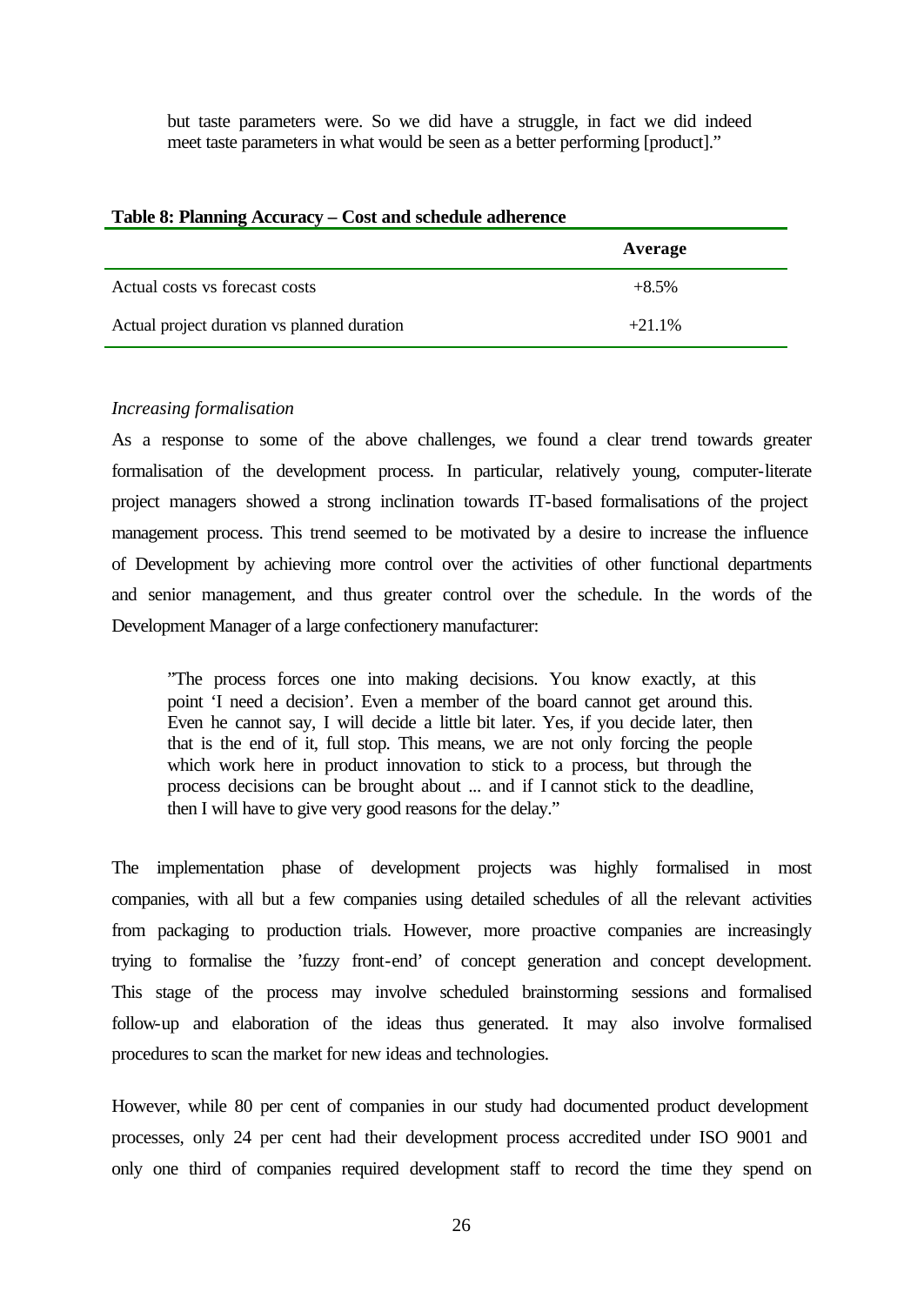> but taste parameters were. So we did have a struggle, in fact we did indeed meet taste parameters in what would be seen as a better performing [product]."

**Table 8: Planning Accuracy – Cost and schedule adherence**

| | Average |
|---|---|
| Actual costs vs forecast costs | +8.5% |
| Actual project duration vs planned duration | +21.1% |

*Increasing formalisation*

As a response to some of the above challenges, we found a clear trend towards greater formalisation of the development process. In particular, relatively young, computer-literate project managers showed a strong inclination towards IT-based formalisations of the project management process. This trend seemed to be motivated by a desire to increase the influence of Development by achieving more control over the activities of other functional departments and senior management, and thus greater control over the schedule. In the words of the Development Manager of a large confectionery manufacturer:

> "The process forces one into making decisions. You know exactly, at this point 'I need a decision'. Even a member of the board cannot get around this. Even he cannot say, I will decide a little bit later. Yes, if you decide later, then that is the end of it, full stop. This means, we are not only forcing the people which work here in product innovation to stick to a process, but through the process decisions can be brought about ... and if I cannot stick to the deadline, then I will have to give very good reasons for the delay."

The implementation phase of development projects was highly formalised in most companies, with all but a few companies using detailed schedules of all the relevant activities from packaging to production trials. However, more proactive companies are increasingly trying to formalise the 'fuzzy front-end' of concept generation and concept development. This stage of the process may involve scheduled brainstorming sessions and formalised follow-up and elaboration of the ideas thus generated. It may also involve formalised procedures to scan the market for new ideas and technologies.

However, while 80 per cent of companies in our study had documented product development processes, only 24 per cent had their development process accredited under ISO 9001 and only one third of companies required development staff to record the time they spend on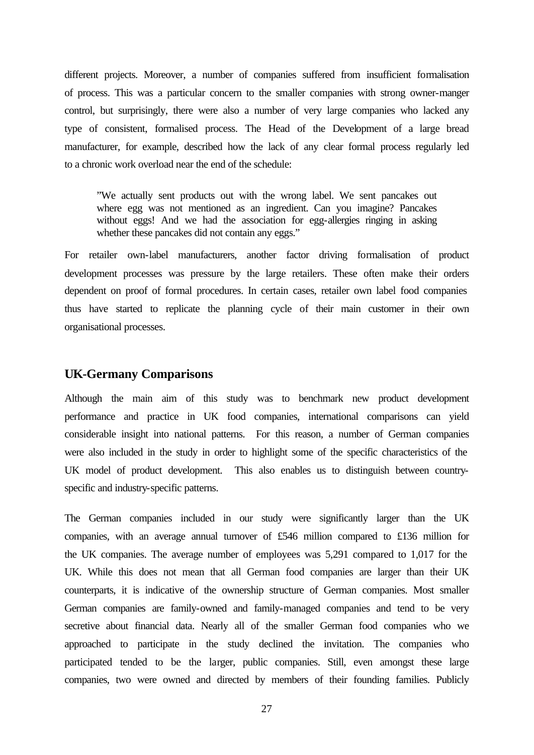different projects. Moreover, a number of companies suffered from insufficient formalisation of process. This was a particular concern to the smaller companies with strong owner-manger control, but surprisingly, there were also a number of very large companies who lacked any type of consistent, formalised process. The Head of the Development of a large bread manufacturer, for example, described how the lack of any clear formal process regularly led to a chronic work overload near the end of the schedule:

> "We actually sent products out with the wrong label. We sent pancakes out where egg was not mentioned as an ingredient. Can you imagine? Pancakes without eggs! And we had the association for egg-allergies ringing in asking whether these pancakes did not contain any eggs."

For retailer own-label manufacturers, another factor driving formalisation of product development processes was pressure by the large retailers. These often make their orders dependent on proof of formal procedures. In certain cases, retailer own label food companies thus have started to replicate the planning cycle of their main customer in their own organisational processes.

## UK-Germany Comparisons

Although the main aim of this study was to benchmark new product development performance and practice in UK food companies, international comparisons can yield considerable insight into national patterns. For this reason, a number of German companies were also included in the study in order to highlight some of the specific characteristics of the UK model of product development. This also enables us to distinguish between country-specific and industry-specific patterns.

The German companies included in our study were significantly larger than the UK companies, with an average annual turnover of £546 million compared to £136 million for the UK companies. The average number of employees was 5,291 compared to 1,017 for the UK. While this does not mean that all German food companies are larger than their UK counterparts, it is indicative of the ownership structure of German companies. Most smaller German companies are family-owned and family-managed companies and tend to be very secretive about financial data. Nearly all of the smaller German food companies who we approached to participate in the study declined the invitation. The companies who participated tended to be the larger, public companies. Still, even amongst these large companies, two were owned and directed by members of their founding families. Publicly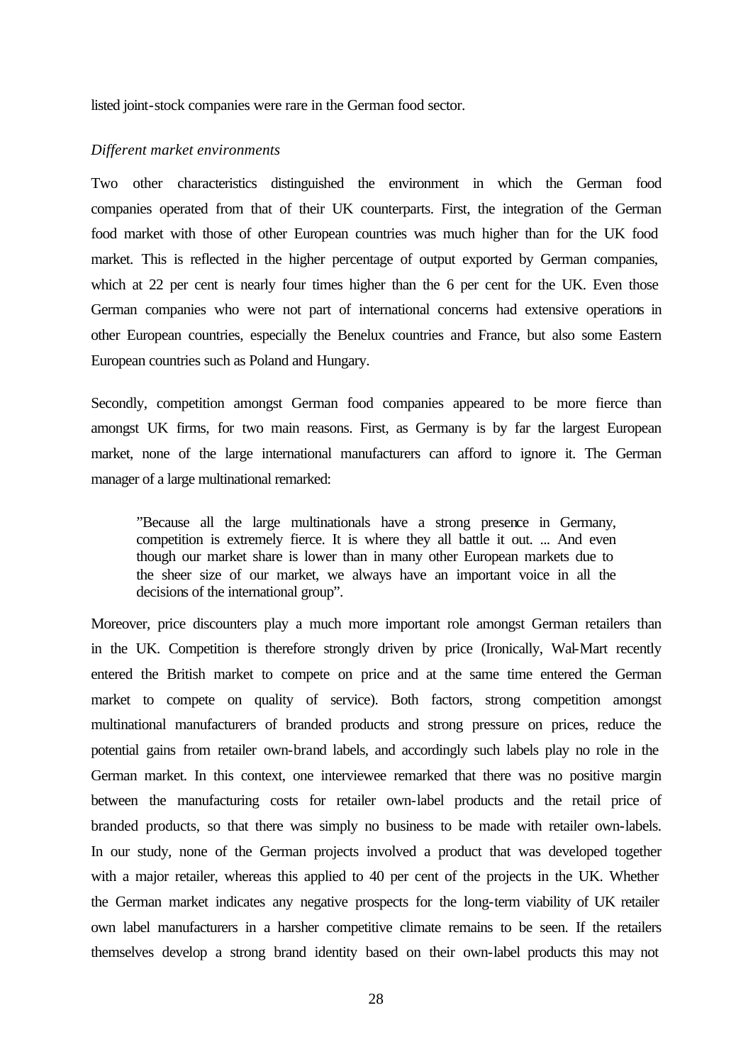listed joint-stock companies were rare in the German food sector.

*Different market environments*

Two other characteristics distinguished the environment in which the German food companies operated from that of their UK counterparts. First, the integration of the German food market with those of other European countries was much higher than for the UK food market. This is reflected in the higher percentage of output exported by German companies, which at 22 per cent is nearly four times higher than the 6 per cent for the UK. Even those German companies who were not part of international concerns had extensive operations in other European countries, especially the Benelux countries and France, but also some Eastern European countries such as Poland and Hungary.

Secondly, competition amongst German food companies appeared to be more fierce than amongst UK firms, for two main reasons. First, as Germany is by far the largest European market, none of the large international manufacturers can afford to ignore it. The German manager of a large multinational remarked:

> "Because all the large multinationals have a strong presence in Germany, competition is extremely fierce. It is where they all battle it out. ... And even though our market share is lower than in many other European markets due to the sheer size of our market, we always have an important voice in all the decisions of the international group".

Moreover, price discounters play a much more important role amongst German retailers than in the UK. Competition is therefore strongly driven by price (Ironically, Wal-Mart recently entered the British market to compete on price and at the same time entered the German market to compete on quality of service). Both factors, strong competition amongst multinational manufacturers of branded products and strong pressure on prices, reduce the potential gains from retailer own-brand labels, and accordingly such labels play no role in the German market. In this context, one interviewee remarked that there was no positive margin between the manufacturing costs for retailer own-label products and the retail price of branded products, so that there was simply no business to be made with retailer own-labels. In our study, none of the German projects involved a product that was developed together with a major retailer, whereas this applied to 40 per cent of the projects in the UK. Whether the German market indicates any negative prospects for the long-term viability of UK retailer own label manufacturers in a harsher competitive climate remains to be seen. If the retailers themselves develop a strong brand identity based on their own-label products this may not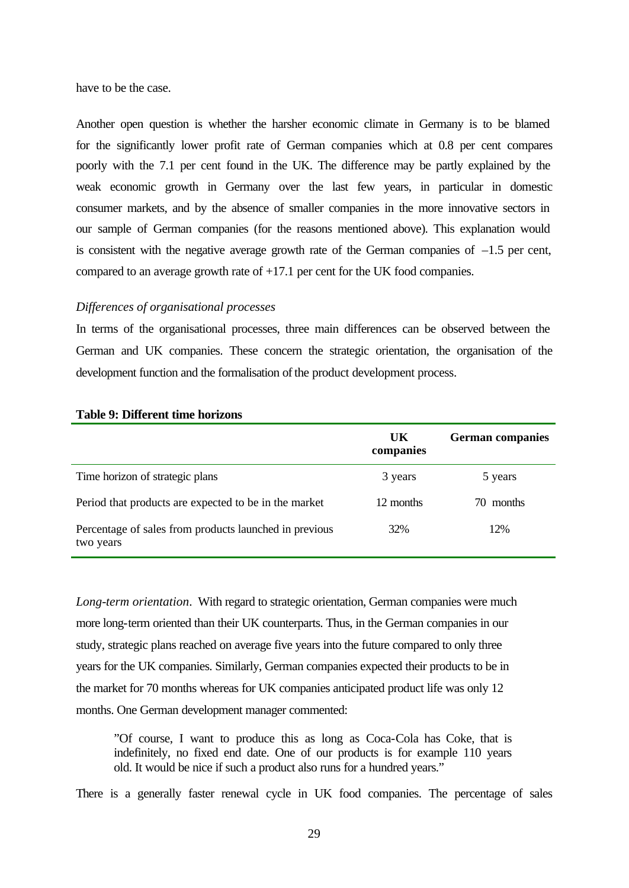have to be the case.

Another open question is whether the harsher economic climate in Germany is to be blamed for the significantly lower profit rate of German companies which at 0.8 per cent compares poorly with the 7.1 per cent found in the UK. The difference may be partly explained by the weak economic growth in Germany over the last few years, in particular in domestic consumer markets, and by the absence of smaller companies in the more innovative sectors in our sample of German companies (for the reasons mentioned above). This explanation would is consistent with the negative average growth rate of the German companies of –1.5 per cent, compared to an average growth rate of +17.1 per cent for the UK food companies.

*Differences of organisational processes*

In terms of the organisational processes, three main differences can be observed between the German and UK companies. These concern the strategic orientation, the organisation of the development function and the formalisation of the product development process.

**Table 9: Different time horizons**

| | UK companies | German companies |
|---|---|---|
| Time horizon of strategic plans | 3 years | 5 years |
| Period that products are expected to be in the market | 12 months | 70 months |
| Percentage of sales from products launched in previous two years | 32% | 12% |

*Long-term orientation*. With regard to strategic orientation, German companies were much more long-term oriented than their UK counterparts. Thus, in the German companies in our study, strategic plans reached on average five years into the future compared to only three years for the UK companies. Similarly, German companies expected their products to be in the market for 70 months whereas for UK companies anticipated product life was only 12 months. One German development manager commented:

> "Of course, I want to produce this as long as Coca-Cola has Coke, that is indefinitely, no fixed end date. One of our products is for example 110 years old. It would be nice if such a product also runs for a hundred years."

There is a generally faster renewal cycle in UK food companies. The percentage of sales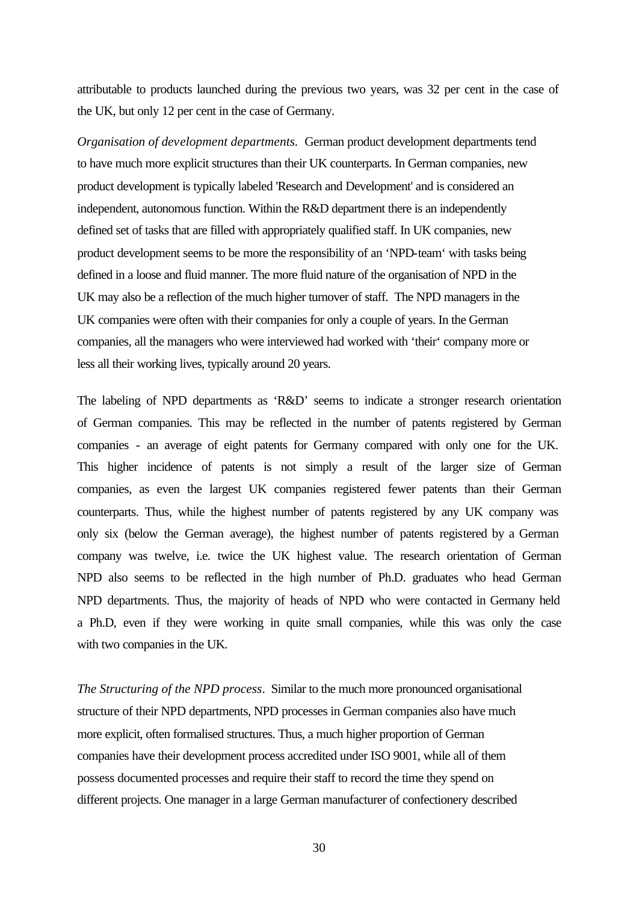attributable to products launched during the previous two years, was 32 per cent in the case of the UK, but only 12 per cent in the case of Germany.

*Organisation of development departments*. German product development departments tend to have much more explicit structures than their UK counterparts. In German companies, new product development is typically labeled 'Research and Development' and is considered an independent, autonomous function. Within the R&D department there is an independently defined set of tasks that are filled with appropriately qualified staff. In UK companies, new product development seems to be more the responsibility of an 'NPD-team' with tasks being defined in a loose and fluid manner. The more fluid nature of the organisation of NPD in the UK may also be a reflection of the much higher turnover of staff. The NPD managers in the UK companies were often with their companies for only a couple of years. In the German companies, all the managers who were interviewed had worked with 'their' company more or less all their working lives, typically around 20 years.

The labeling of NPD departments as 'R&D' seems to indicate a stronger research orientation of German companies. This may be reflected in the number of patents registered by German companies - an average of eight patents for Germany compared with only one for the UK. This higher incidence of patents is not simply a result of the larger size of German companies, as even the largest UK companies registered fewer patents than their German counterparts. Thus, while the highest number of patents registered by any UK company was only six (below the German average), the highest number of patents registered by a German company was twelve, i.e. twice the UK highest value. The research orientation of German NPD also seems to be reflected in the high number of Ph.D. graduates who head German NPD departments. Thus, the majority of heads of NPD who were contacted in Germany held a Ph.D, even if they were working in quite small companies, while this was only the case with two companies in the UK.

*The Structuring of the NPD process*. Similar to the much more pronounced organisational structure of their NPD departments, NPD processes in German companies also have much more explicit, often formalised structures. Thus, a much higher proportion of German companies have their development process accredited under ISO 9001, while all of them possess documented processes and require their staff to record the time they spend on different projects. One manager in a large German manufacturer of confectionery described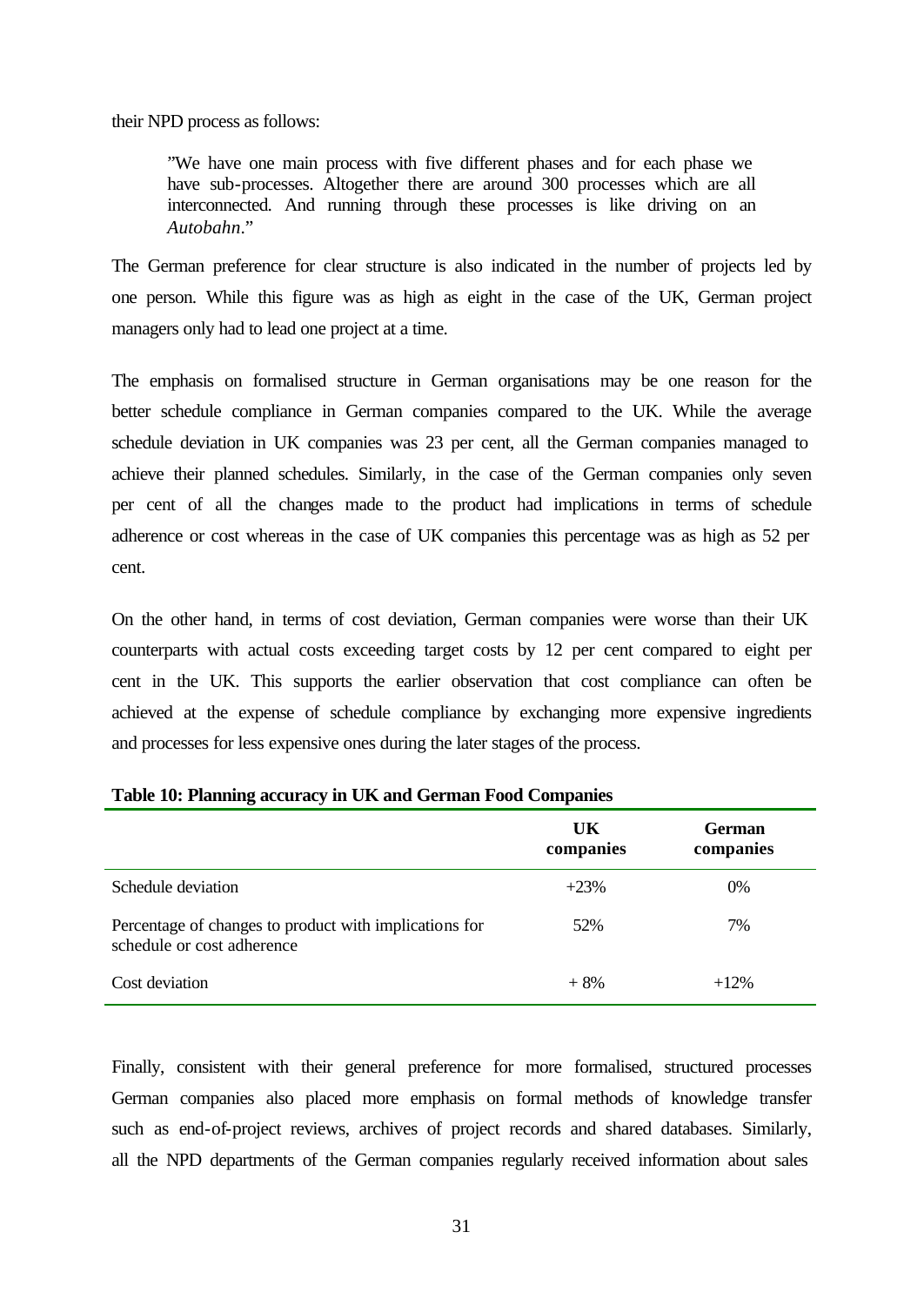their NPD process as follows:

> "We have one main process with five different phases and for each phase we have sub-processes. Altogether there are around 300 processes which are all interconnected. And running through these processes is like driving on an *Autobahn*."

The German preference for clear structure is also indicated in the number of projects led by one person. While this figure was as high as eight in the case of the UK, German project managers only had to lead one project at a time.

The emphasis on formalised structure in German organisations may be one reason for the better schedule compliance in German companies compared to the UK. While the average schedule deviation in UK companies was 23 per cent, all the German companies managed to achieve their planned schedules. Similarly, in the case of the German companies only seven per cent of all the changes made to the product had implications in terms of schedule adherence or cost whereas in the case of UK companies this percentage was as high as 52 per cent.

On the other hand, in terms of cost deviation, German companies were worse than their UK counterparts with actual costs exceeding target costs by 12 per cent compared to eight per cent in the UK. This supports the earlier observation that cost compliance can often be achieved at the expense of schedule compliance by exchanging more expensive ingredients and processes for less expensive ones during the later stages of the process.

**Table 10: Planning accuracy in UK and German Food Companies**

| | UK companies | German companies |
|---|---|---|
| Schedule deviation | +23% | 0% |
| Percentage of changes to product with implications for schedule or cost adherence | 52% | 7% |
| Cost deviation | + 8% | +12% |

Finally, consistent with their general preference for more formalised, structured processes German companies also placed more emphasis on formal methods of knowledge transfer such as end-of-project reviews, archives of project records and shared databases. Similarly, all the NPD departments of the German companies regularly received information about sales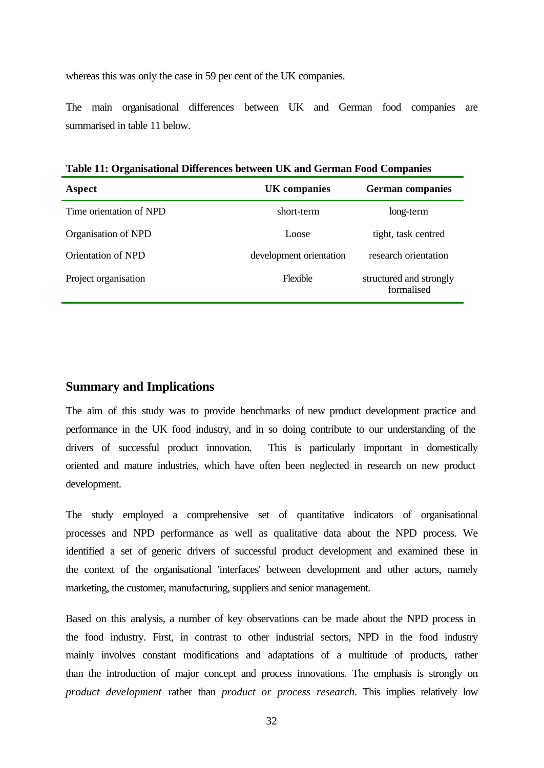whereas this was only the case in 59 per cent of the UK companies.

The main organisational differences between UK and German food companies are summarised in table 11 below.

**Table 11: Organisational Differences between UK and German Food Companies**

| Aspect | UK companies | German companies |
|---|---|---|
| Time orientation of NPD | short-term | long-term |
| Organisation of NPD | Loose | tight, task centred |
| Orientation of NPD | development orientation | research orientation |
| Project organisation | Flexible | structured and strongly formalised |

## Summary and Implications

The aim of this study was to provide benchmarks of new product development practice and performance in the UK food industry, and in so doing contribute to our understanding of the drivers of successful product innovation. This is particularly important in domestically oriented and mature industries, which have often been neglected in research on new product development.

The study employed a comprehensive set of quantitative indicators of organisational processes and NPD performance as well as qualitative data about the NPD process. We identified a set of generic drivers of successful product development and examined these in the context of the organisational 'interfaces' between development and other actors, namely marketing, the customer, manufacturing, suppliers and senior management.

Based on this analysis, a number of key observations can be made about the NPD process in the food industry. First, in contrast to other industrial sectors, NPD in the food industry mainly involves constant modifications and adaptations of a multitude of products, rather than the introduction of major concept and process innovations. The emphasis is strongly on *product development* rather than *product or process research*. This implies relatively low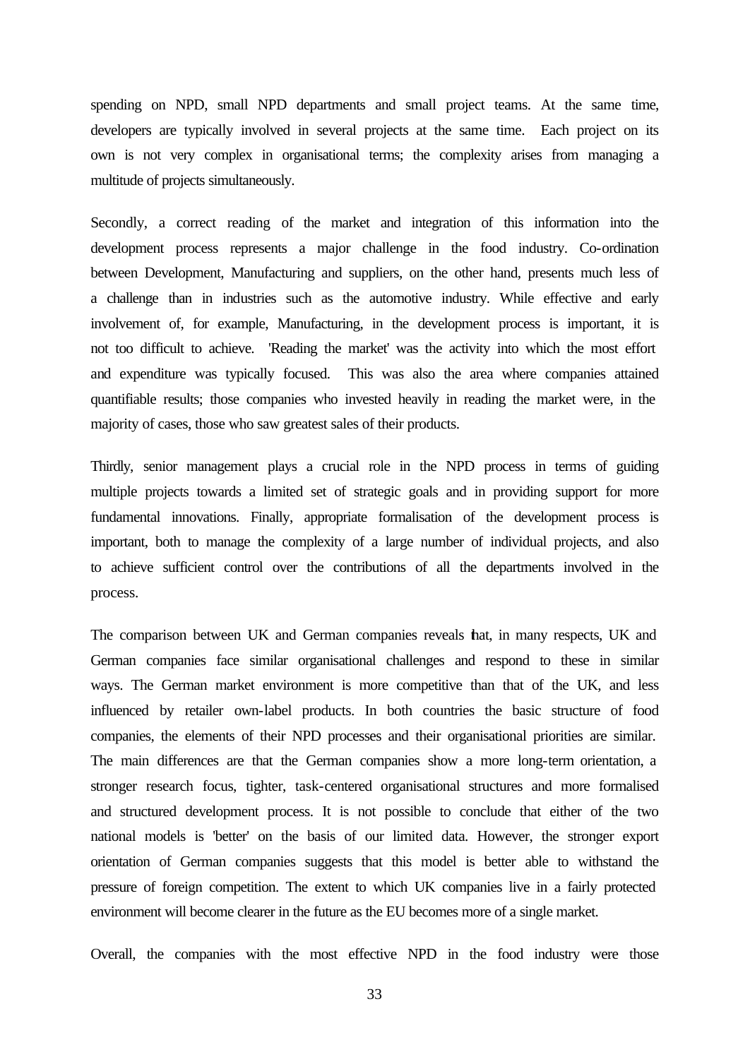spending on NPD, small NPD departments and small project teams. At the same time, developers are typically involved in several projects at the same time. Each project on its own is not very complex in organisational terms; the complexity arises from managing a multitude of projects simultaneously.

Secondly, a correct reading of the market and integration of this information into the development process represents a major challenge in the food industry. Co-ordination between Development, Manufacturing and suppliers, on the other hand, presents much less of a challenge than in industries such as the automotive industry. While effective and early involvement of, for example, Manufacturing, in the development process is important, it is not too difficult to achieve. 'Reading the market' was the activity into which the most effort and expenditure was typically focused. This was also the area where companies attained quantifiable results; those companies who invested heavily in reading the market were, in the majority of cases, those who saw greatest sales of their products.

Thirdly, senior management plays a crucial role in the NPD process in terms of guiding multiple projects towards a limited set of strategic goals and in providing support for more fundamental innovations. Finally, appropriate formalisation of the development process is important, both to manage the complexity of a large number of individual projects, and also to achieve sufficient control over the contributions of all the departments involved in the process.

The comparison between UK and German companies reveals that, in many respects, UK and German companies face similar organisational challenges and respond to these in similar ways. The German market environment is more competitive than that of the UK, and less influenced by retailer own-label products. In both countries the basic structure of food companies, the elements of their NPD processes and their organisational priorities are similar. The main differences are that the German companies show a more long-term orientation, a stronger research focus, tighter, task-centered organisational structures and more formalised and structured development process. It is not possible to conclude that either of the two national models is 'better' on the basis of our limited data. However, the stronger export orientation of German companies suggests that this model is better able to withstand the pressure of foreign competition. The extent to which UK companies live in a fairly protected environment will become clearer in the future as the EU becomes more of a single market.

Overall, the companies with the most effective NPD in the food industry were those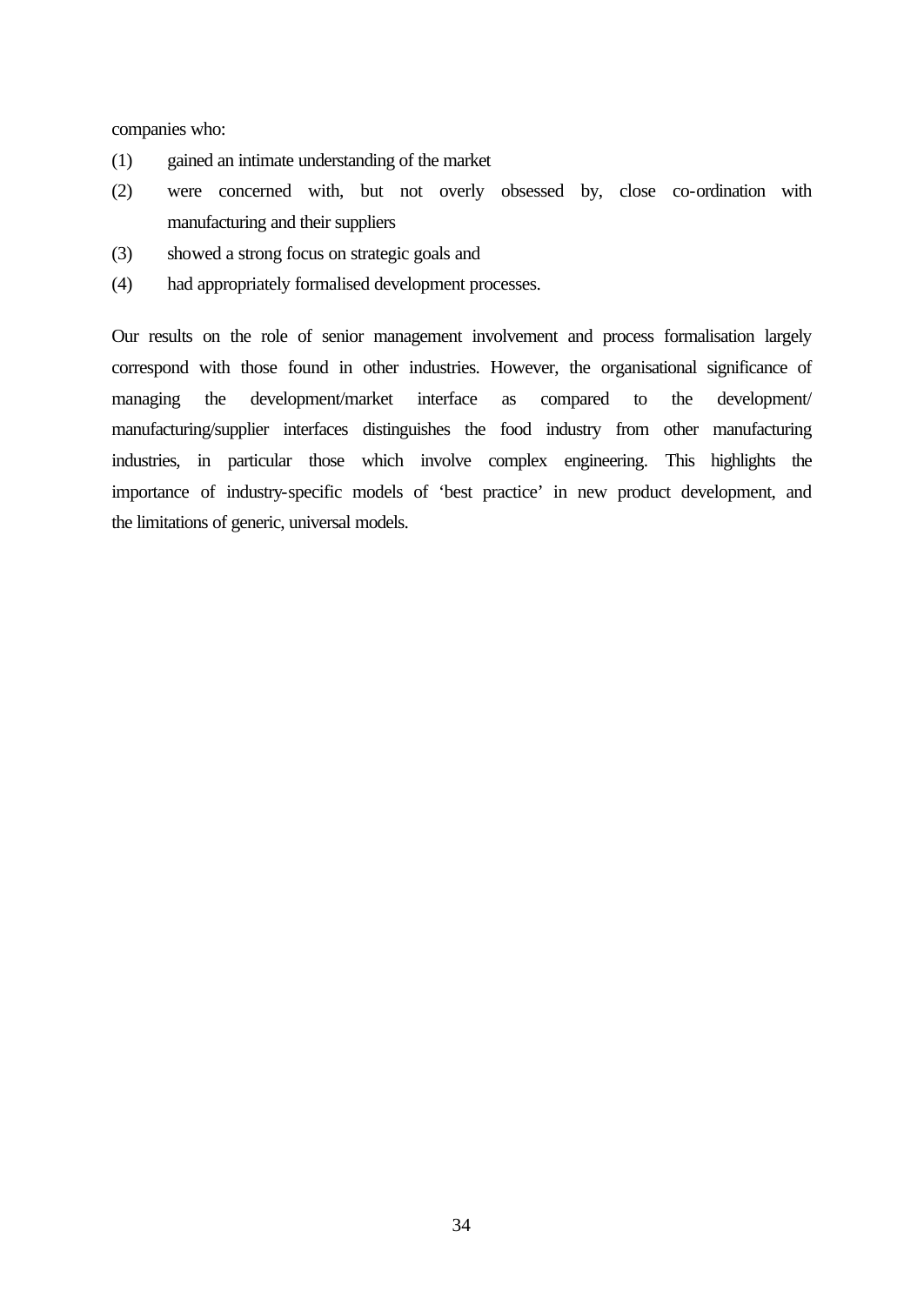companies who:

(1) gained an intimate understanding of the market

(2) were concerned with, but not overly obsessed by, close co-ordination with manufacturing and their suppliers

(3) showed a strong focus on strategic goals and

(4) had appropriately formalised development processes.

Our results on the role of senior management involvement and process formalisation largely correspond with those found in other industries. However, the organisational significance of managing the development/market interface as compared to the development/ manufacturing/supplier interfaces distinguishes the food industry from other manufacturing industries, in particular those which involve complex engineering. This highlights the importance of industry-specific models of 'best practice' in new product development, and the limitations of generic, universal models.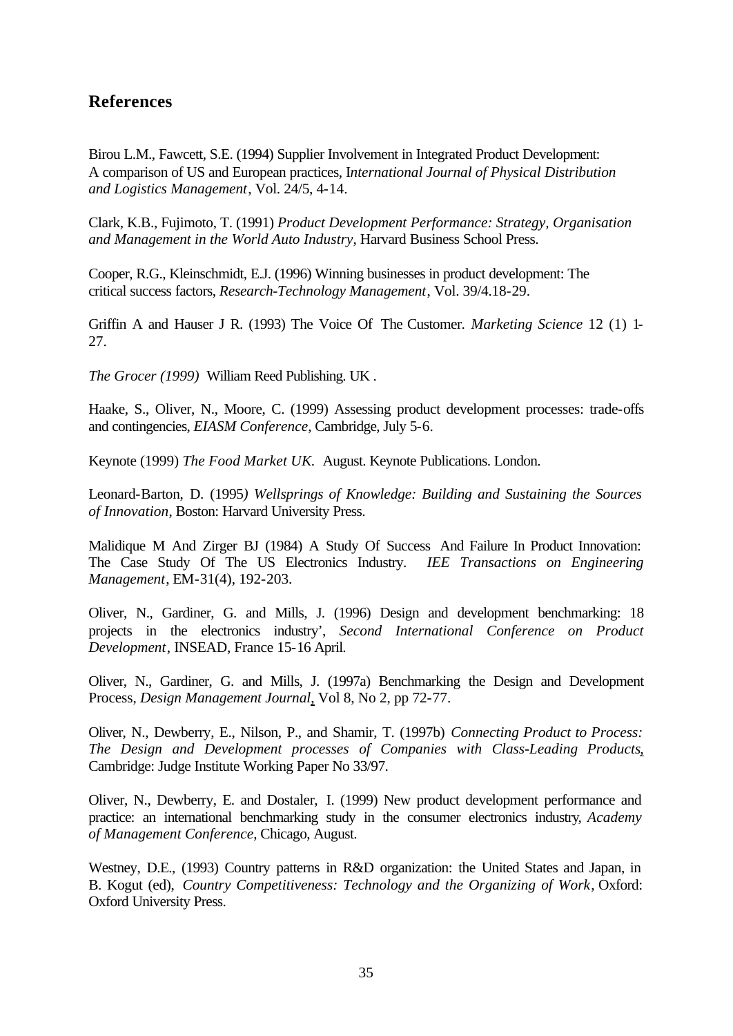## References

Birou L.M., Fawcett, S.E. (1994) Supplier Involvement in Integrated Product Development: A comparison of US and European practices, I*nternational Journal of Physical Distribution and Logistics Management*, Vol. 24/5, 4-14.

Clark, K.B., Fujimoto, T. (1991) *Product Development Performance: Strategy, Organisation and Management in the World Auto Industry*, Harvard Business School Press.

Cooper, R.G., Kleinschmidt, E.J. (1996) Winning businesses in product development: The critical success factors, *Research-Technology Management*, Vol. 39/4.18-29.

Griffin A and Hauser J R. (1993) The Voice Of The Customer. *Marketing Science* 12 (1) 1-27.

*The Grocer (1999)* William Reed Publishing. UK .

Haake, S., Oliver, N., Moore, C. (1999) Assessing product development processes: trade-offs and contingencies, *EIASM Conference*, Cambridge, July 5-6.

Keynote (1999) *The Food Market UK.* August. Keynote Publications. London.

Leonard-Barton, D. (1995*) Wellsprings of Knowledge: Building and Sustaining the Sources of Innovation*, Boston: Harvard University Press.

Malidique M And Zirger BJ (1984) A Study Of Success And Failure In Product Innovation: The Case Study Of The US Electronics Industry. *IEE Transactions on Engineering Management*, EM-31(4), 192-203.

Oliver, N., Gardiner, G. and Mills, J. (1996) Design and development benchmarking: 18 projects in the electronics industry', *Second International Conference on Product Development*, INSEAD, France 15-16 April.

Oliver, N., Gardiner, G. and Mills, J. (1997a) Benchmarking the Design and Development Process, *Design Management Journal*, Vol 8, No 2, pp 72-77.

Oliver, N., Dewberry, E., Nilson, P., and Shamir, T. (1997b) *Connecting Product to Process: The Design and Development processes of Companies with Class-Leading Products*, Cambridge: Judge Institute Working Paper No 33/97.

Oliver, N., Dewberry, E. and Dostaler, I. (1999) New product development performance and practice: an international benchmarking study in the consumer electronics industry, *Academy of Management Conference*, Chicago, August.

Westney, D.E., (1993) Country patterns in R&D organization: the United States and Japan, in B. Kogut (ed), *Country Competitiveness: Technology and the Organizing of Work*, Oxford: Oxford University Press.